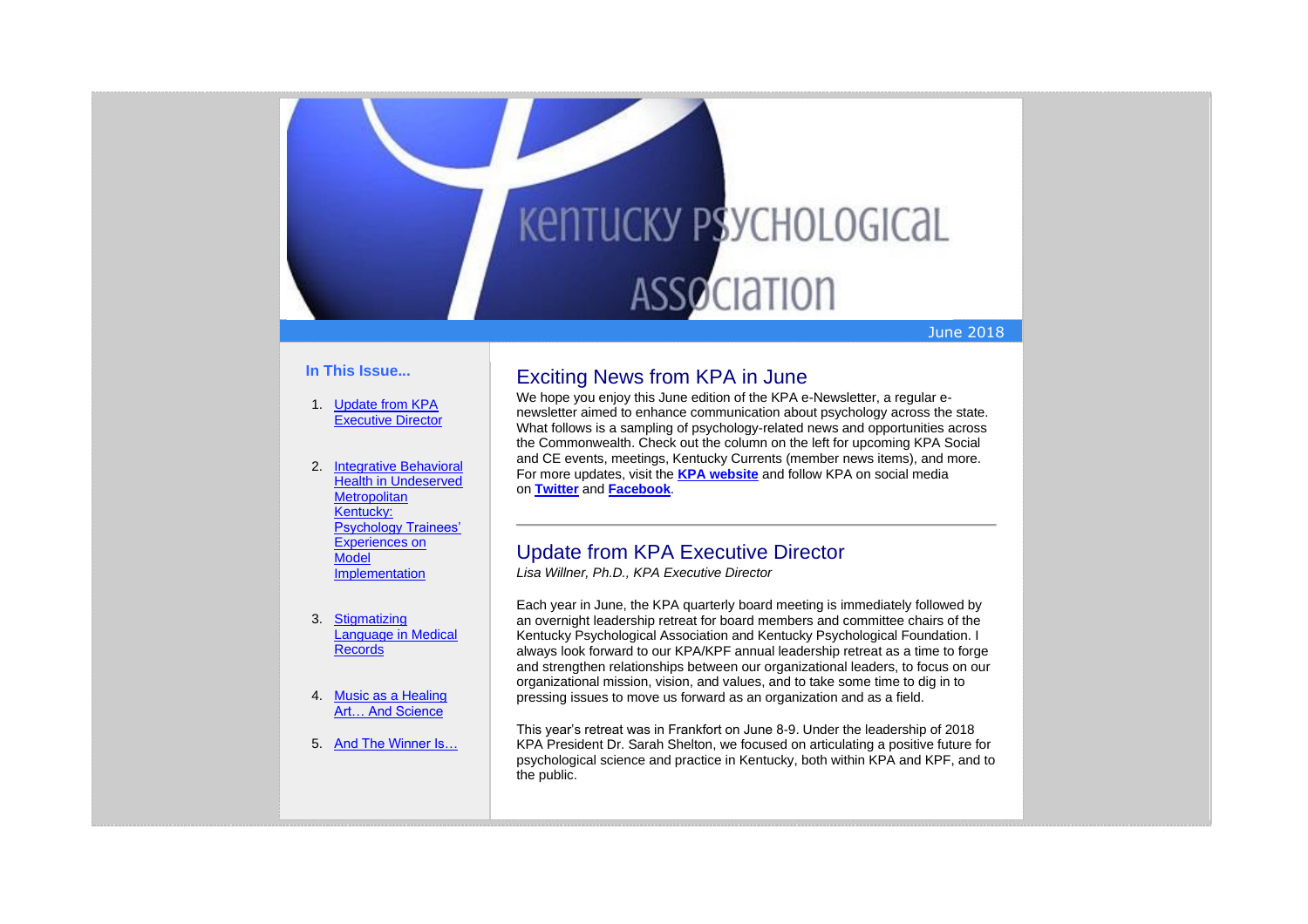# Kentucky Psychological Association

June 2018

**In This Issue...**

1. Update from KPA Executive Director
2. Integrative Behavioral Health in Underserved Metropolitan Kentucky: Psychology Trainees' Experiences on Model Implementation
3. Stigmatizing Language in Medical Records
4. Music as a Healing Art… And Science
5. And The Winner Is…

## Exciting News from KPA in June

We hope you enjoy this June edition of the KPA e-Newsletter, a regular e-newsletter aimed to enhance communication about psychology across the state. What follows is a sampling of psychology-related news and opportunities across the Commonwealth. Check out the column on the left for upcoming KPA Social and CE events, meetings, Kentucky Currents (member news items), and more. For more updates, visit the **KPA website** and follow KPA on social media on **Twitter** and **Facebook**.

---

## Update from KPA Executive Director

*Lisa Willner, Ph.D., KPA Executive Director*

Each year in June, the KPA quarterly board meeting is immediately followed by an overnight leadership retreat for board members and committee chairs of the Kentucky Psychological Association and Kentucky Psychological Foundation. I always look forward to our KPA/KPF annual leadership retreat as a time to forge and strengthen relationships between our organizational leaders, to focus on our organizational mission, vision, and values, and to take some time to dig in to pressing issues to move us forward as an organization and as a field.

This year's retreat was in Frankfort on June 8-9. Under the leadership of 2018 KPA President Dr. Sarah Shelton, we focused on articulating a positive future for psychological science and practice in Kentucky, both within KPA and KPF, and to the public.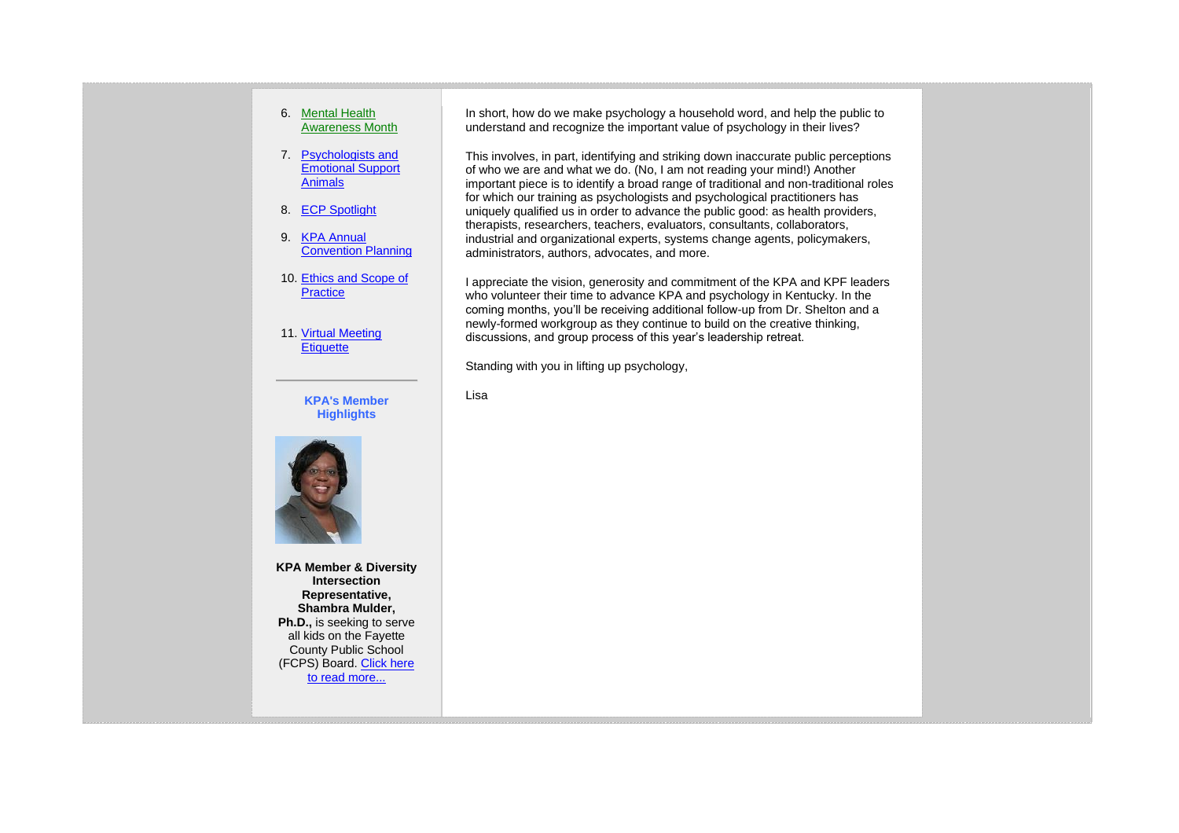6. Mental Health Awareness Month

7. Psychologists and Emotional Support Animals

8. ECP Spotlight

9. KPA Annual Convention Planning

10. Ethics and Scope of Practice

11. Virtual Meeting Etiquette

---

**KPA's Member Highlights**

**KPA Member & Diversity Intersection Representative, Shambra Mulder, Ph.D.,** is seeking to serve all kids on the Fayette County Public School (FCPS) Board. Click here to read more...

In short, how do we make psychology a household word, and help the public to understand and recognize the important value of psychology in their lives?

This involves, in part, identifying and striking down inaccurate public perceptions of who we are and what we do. (No, I am not reading your mind!) Another important piece is to identify a broad range of traditional and non-traditional roles for which our training as psychologists and psychological practitioners has uniquely qualified us in order to advance the public good: as health providers, therapists, researchers, teachers, evaluators, consultants, collaborators, industrial and organizational experts, systems change agents, policymakers, administrators, authors, advocates, and more.

I appreciate the vision, generosity and commitment of the KPA and KPF leaders who volunteer their time to advance KPA and psychology in Kentucky. In the coming months, you'll be receiving additional follow-up from Dr. Shelton and a newly-formed workgroup as they continue to build on the creative thinking, discussions, and group process of this year's leadership retreat.

Standing with you in lifting up psychology,

Lisa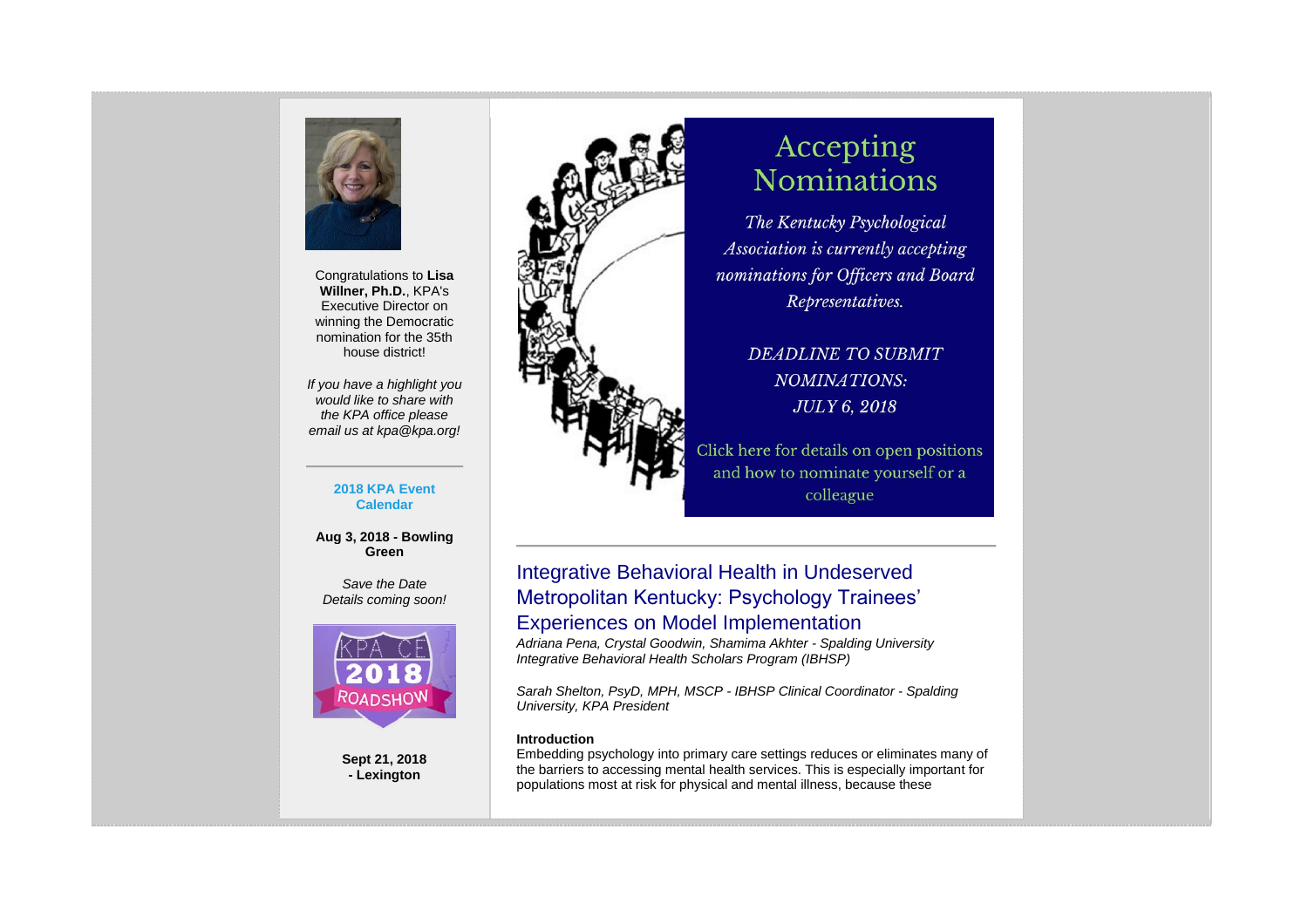Congratulations to **Lisa Willner, Ph.D.**, KPA's Executive Director on winning the Democratic nomination for the 35th house district!

*If you have a highlight you would like to share with the KPA office please email us at kpa@kpa.org!*

**2018 KPA Event Calendar**

**Aug 3, 2018 - Bowling Green**

*Save the Date*
*Details coming soon!*

**Sept 21, 2018 - Lexington**

# Accepting Nominations

*The Kentucky Psychological Association is currently accepting nominations for Officers and Board Representatives.*

*DEADLINE TO SUBMIT NOMINATIONS: JULY 6, 2018*

Click here for details on open positions and how to nominate yourself or a colleague

## Integrative Behavioral Health in Undeserved Metropolitan Kentucky: Psychology Trainees' Experiences on Model Implementation

*Adriana Pena, Crystal Goodwin, Shamima Akhter - Spalding University Integrative Behavioral Health Scholars Program (IBHSP)*

*Sarah Shelton, PsyD, MPH, MSCP - IBHSP Clinical Coordinator - Spalding University, KPA President*

**Introduction**

Embedding psychology into primary care settings reduces or eliminates many of the barriers to accessing mental health services. This is especially important for populations most at risk for physical and mental illness, because these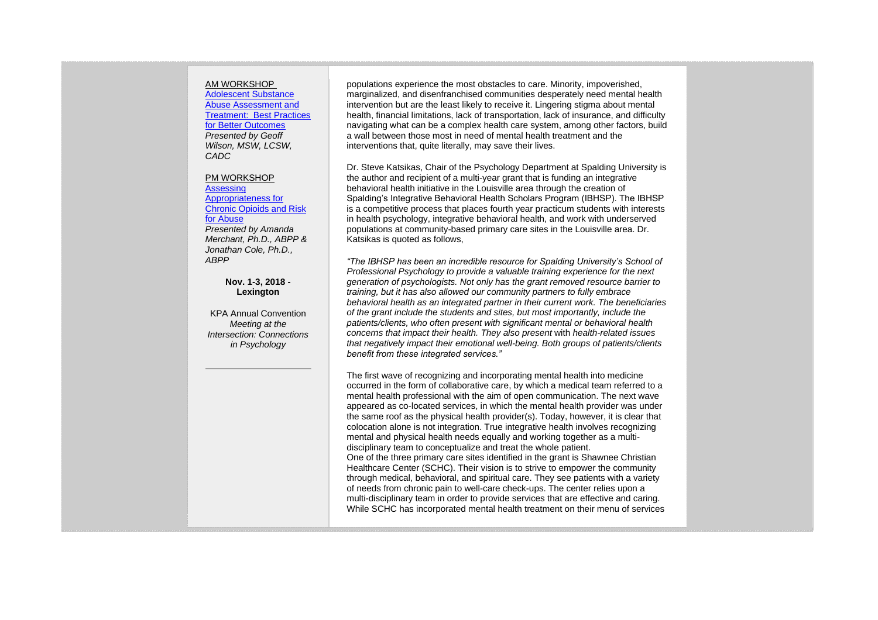AM WORKSHOP
[Adolescent Substance Abuse Assessment and Treatment: Best Practices for Better Outcomes]
*Presented by Geoff Wilson, MSW, LCSW, CADC*

PM WORKSHOP
[Assessing Appropriateness for Chronic Opioids and Risk for Abuse]
*Presented by Amanda Merchant, Ph.D., ABPP & Jonathan Cole, Ph.D., ABPP*

**Nov. 1-3, 2018 - Lexington**

KPA Annual Convention
*Meeting at the Intersection: Connections in Psychology*

---

populations experience the most obstacles to care. Minority, impoverished, marginalized, and disenfranchised communities desperately need mental health intervention but are the least likely to receive it. Lingering stigma about mental health, financial limitations, lack of transportation, lack of insurance, and difficulty navigating what can be a complex health care system, among other factors, build a wall between those most in need of mental health treatment and the interventions that, quite literally, may save their lives.

Dr. Steve Katsikas, Chair of the Psychology Department at Spalding University is the author and recipient of a multi-year grant that is funding an integrative behavioral health initiative in the Louisville area through the creation of Spalding's Integrative Behavioral Health Scholars Program (IBHSP). The IBHSP is a competitive process that places fourth year practicum students with interests in health psychology, integrative behavioral health, and work with underserved populations at community-based primary care sites in the Louisville area. Dr. Katsikas is quoted as follows,

*"The IBHSP has been an incredible resource for Spalding University's School of Professional Psychology to provide a valuable training experience for the next generation of psychologists. Not only has the grant removed resource barrier to training, but it has also allowed our community partners to fully embrace behavioral health as an integrated partner in their current work. The beneficiaries of the grant include the students and sites, but most importantly, include the patients/clients, who often present with significant mental or behavioral health concerns that impact their health. They also present* with *health-related issues that negatively impact their emotional well-being. Both groups of patients/clients benefit from these integrated services."*

The first wave of recognizing and incorporating mental health into medicine occurred in the form of collaborative care, by which a medical team referred to a mental health professional with the aim of open communication. The next wave appeared as co-located services, in which the mental health provider was under the same roof as the physical health provider(s). Today, however, it is clear that colocation alone is not integration. True integrative health involves recognizing mental and physical health needs equally and working together as a multi-disciplinary team to conceptualize and treat the whole patient.

One of the three primary care sites identified in the grant is Shawnee Christian Healthcare Center (SCHC). Their vision is to strive to empower the community through medical, behavioral, and spiritual care. They see patients with a variety of needs from chronic pain to well-care check-ups. The center relies upon a multi-disciplinary team in order to provide services that are effective and caring. While SCHC has incorporated mental health treatment on their menu of services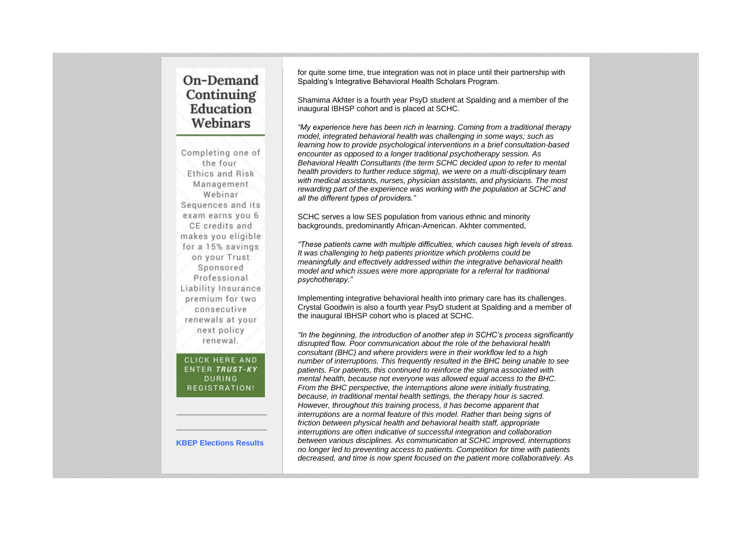## On-Demand Continuing Education Webinars

Completing one of the four Ethics and Risk Management Webinar Sequences and its exam earns you 6 CE credits and makes you eligible for a 15% savings on your Trust Sponsored Professional Liability Insurance premium for two consecutive renewals at your next policy renewal.

**CLICK HERE AND ENTER *TRUST-KY* DURING REGISTRATION!**

---

---

**KBEP Elections Results**

for quite some time, true integration was not in place until their partnership with Spalding's Integrative Behavioral Health Scholars Program.

Shamima Akhter is a fourth year PsyD student at Spalding and a member of the inaugural IBHSP cohort and is placed at SCHC.

*"My experience here has been rich in learning. Coming from a traditional therapy model, integrated behavioral health was challenging in some ways; such as learning how to provide psychological interventions in a brief consultation-based encounter as opposed to a longer traditional psychotherapy session. As Behavioral Health Consultants (the term SCHC decided upon to refer to mental health providers to further reduce stigma), we were on a multi-disciplinary team with medical assistants, nurses, physician assistants, and physicians. The most rewarding part of the experience was working with the population at SCHC and all the different types of providers."*

SCHC serves a low SES population from various ethnic and minority backgrounds, predominantly African-American. Akhter commented,

*"These patients came with multiple difficulties, which causes high levels of stress. It was challenging to help patients prioritize which problems could be meaningfully and effectively addressed within the integrative behavioral health model and which issues were more appropriate for a referral for traditional psychotherapy."*

Implementing integrative behavioral health into primary care has its challenges. Crystal Goodwin is also a fourth year PsyD student at Spalding and a member of the inaugural IBHSP cohort who is placed at SCHC.

*"In the beginning, the introduction of another step in SCHC's process significantly disrupted* flow. *Poor communication about the role of the behavioral health consultant (BHC) and where providers were in their workflow led to a high number of interruptions. This frequently resulted in the BHC being unable to see patients. For patients, this continued to reinforce the stigma associated with mental health, because not everyone was allowed equal access to the BHC. From the BHC perspective, the interruptions alone were initially frustrating, because, in traditional mental health settings, the therapy hour is sacred. However, throughout this training process, it has become apparent that interruptions are a normal feature of this model. Rather than being signs of friction between physical health and behavioral health staff, appropriate interruptions are often indicative of successful integration and collaboration between various disciplines. As communication at SCHC improved, interruptions no longer led to preventing access to patients. Competition for time with patients decreased, and time is now spent focused on the patient more collaboratively. As*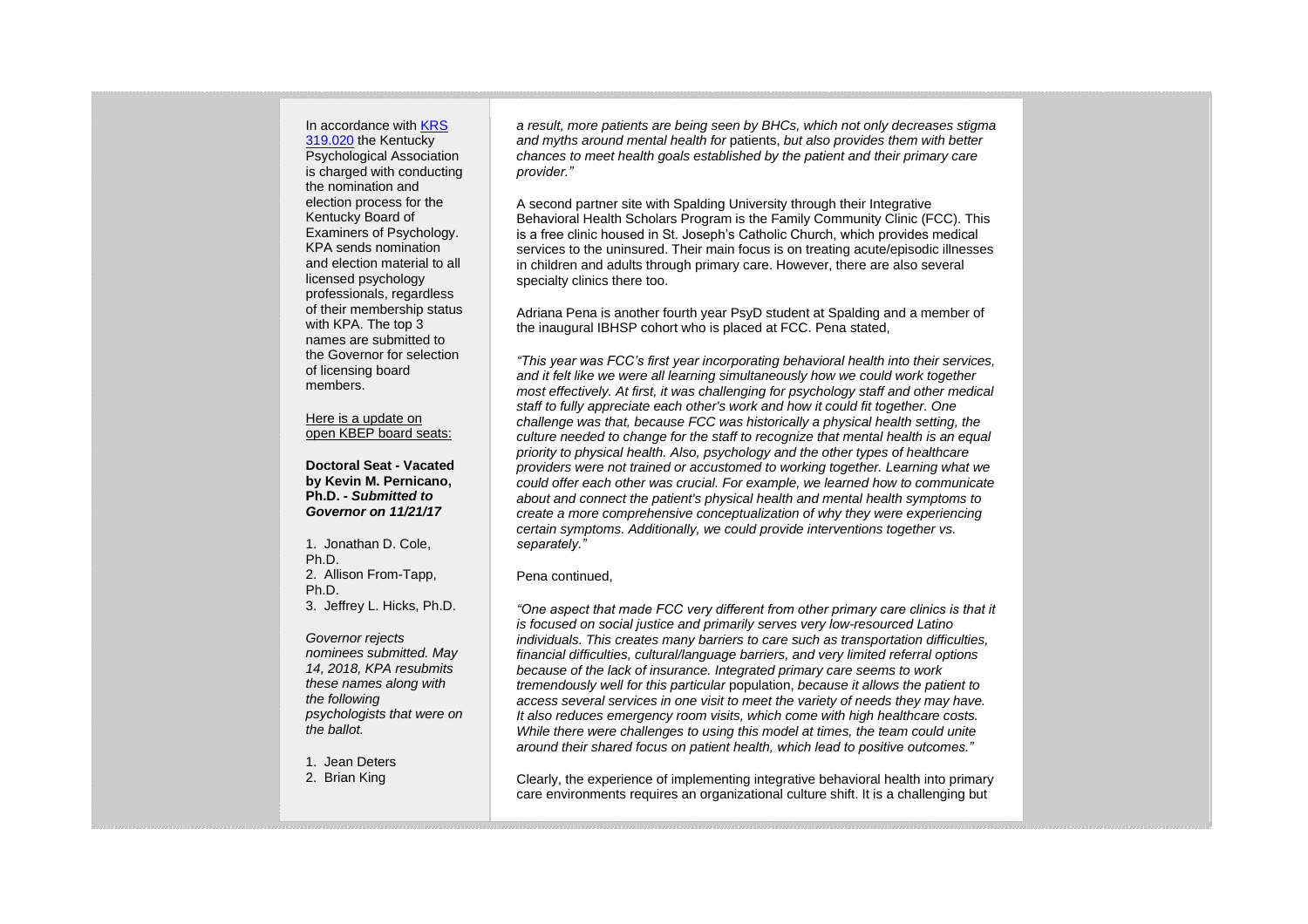In accordance with KRS 319.020 the Kentucky Psychological Association is charged with conducting the nomination and election process for the Kentucky Board of Examiners of Psychology. KPA sends nomination and election material to all licensed psychology professionals, regardless of their membership status with KPA. The top 3 names are submitted to the Governor for selection of licensing board members.

Here is a update on open KBEP board seats:

**Doctoral Seat - Vacated by Kevin M. Pernicano, Ph.D. -** ***Submitted to Governor on 11/21/17***

1. Jonathan D. Cole, Ph.D.
2. Allison From-Tapp, Ph.D.
3. Jeffrey L. Hicks, Ph.D.

*Governor rejects nominees submitted. May 14, 2018, KPA resubmits these names along with the following psychologists that were on the ballot.*

1. Jean Deters
2. Brian King

*a result, more patients are being seen by BHCs, which not only decreases stigma and myths around mental health for* patients, *but also provides them with better chances to meet health goals established by the patient and their primary care provider."*

A second partner site with Spalding University through their Integrative Behavioral Health Scholars Program is the Family Community Clinic (FCC). This is a free clinic housed in St. Joseph's Catholic Church, which provides medical services to the uninsured. Their main focus is on treating acute/episodic illnesses in children and adults through primary care. However, there are also several specialty clinics there too.

Adriana Pena is another fourth year PsyD student at Spalding and a member of the inaugural IBHSP cohort who is placed at FCC. Pena stated,

*"This year was FCC's first year incorporating behavioral health into their services, and it felt like we were all learning simultaneously how we could work together most effectively. At first, it was challenging for psychology staff and other medical staff to fully appreciate each other's work and how it could fit together. One challenge was that, because FCC was historically a physical health setting, the culture needed to change for the staff to recognize that mental health is an equal priority to physical health. Also, psychology and the other types of healthcare providers were not trained or accustomed to working together. Learning what we could offer each other was crucial. For example, we learned how to communicate about and connect the patient's physical health and mental health symptoms to create a more comprehensive conceptualization of why they were experiencing certain symptoms. Additionally, we could provide interventions together vs. separately."*

Pena continued,

*"One aspect that made FCC very different from other primary care clinics is that it is focused on social justice and primarily serves very low-resourced Latino individuals. This creates many barriers to care such as transportation difficulties, financial difficulties, cultural/language barriers, and very limited referral options because of the lack of insurance. Integrated primary care seems to work tremendously well for this particular* population, *because it allows the patient to access several services in one visit to meet the variety of needs they may have. It also reduces emergency room visits, which come with high healthcare costs. While there were challenges to using this model at times, the team could unite around their shared focus on patient health, which lead to positive outcomes."*

Clearly, the experience of implementing integrative behavioral health into primary care environments requires an organizational culture shift. It is a challenging but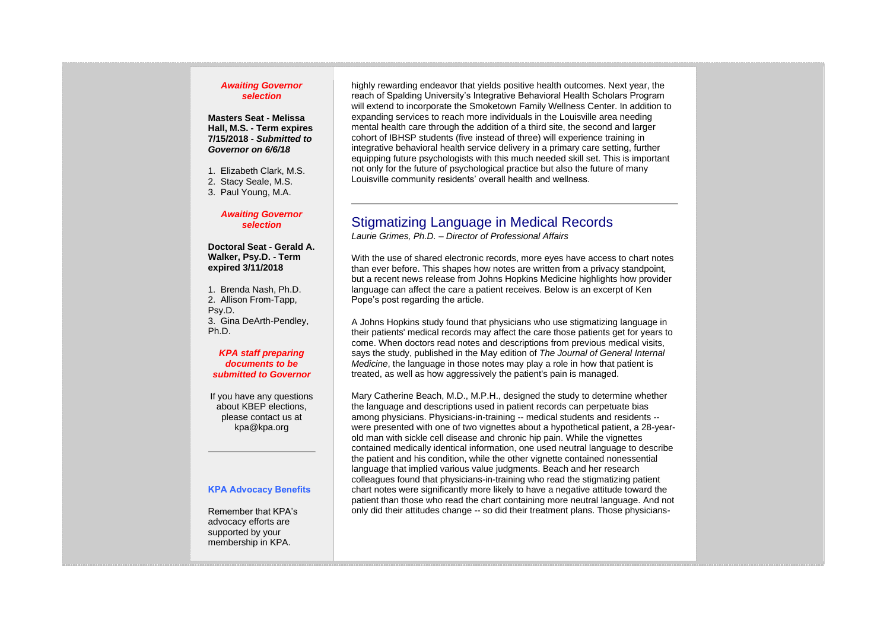***Awaiting Governor selection***

**Masters Seat - Melissa Hall, M.S. - Term expires 7/15/2018 - *Submitted to Governor on 6/6/18***

1. Elizabeth Clark, M.S.
2. Stacy Seale, M.S.
3. Paul Young, M.A.

***Awaiting Governor selection***

**Doctoral Seat - Gerald A. Walker, Psy.D. - Term expired 3/11/2018**

1. Brenda Nash, Ph.D.
2. Allison From-Tapp, Psy.D.
3. Gina DeArth-Pendley, Ph.D.

***KPA staff preparing documents to be submitted to Governor***

If you have any questions about KBEP elections, please contact us at kpa@kpa.org

---

**KPA Advocacy Benefits**

Remember that KPA's advocacy efforts are supported by your membership in KPA.

highly rewarding endeavor that yields positive health outcomes. Next year, the reach of Spalding University's Integrative Behavioral Health Scholars Program will extend to incorporate the Smoketown Family Wellness Center. In addition to expanding services to reach more individuals in the Louisville area needing mental health care through the addition of a third site, the second and larger cohort of IBHSP students (five instead of three) will experience training in integrative behavioral health service delivery in a primary care setting, further equipping future psychologists with this much needed skill set. This is important not only for the future of psychological practice but also the future of many Louisville community residents' overall health and wellness.

---

## Stigmatizing Language in Medical Records

*Laurie Grimes, Ph.D. – Director of Professional Affairs*

With the use of shared electronic records, more eyes have access to chart notes than ever before. This shapes how notes are written from a privacy standpoint, but a recent news release from Johns Hopkins Medicine highlights how provider language can affect the care a patient receives. Below is an excerpt of Ken Pope's post regarding the article.

A Johns Hopkins study found that physicians who use stigmatizing language in their patients' medical records may affect the care those patients get for years to come. When doctors read notes and descriptions from previous medical visits, says the study, published in the May edition of *The Journal of General Internal Medicine*, the language in those notes may play a role in how that patient is treated, as well as how aggressively the patient's pain is managed.

Mary Catherine Beach, M.D., M.P.H., designed the study to determine whether the language and descriptions used in patient records can perpetuate bias among physicians. Physicians-in-training -- medical students and residents -- were presented with one of two vignettes about a hypothetical patient, a 28-year-old man with sickle cell disease and chronic hip pain. While the vignettes contained medically identical information, one used neutral language to describe the patient and his condition, while the other vignette contained nonessential language that implied various value judgments. Beach and her research colleagues found that physicians-in-training who read the stigmatizing patient chart notes were significantly more likely to have a negative attitude toward the patient than those who read the chart containing more neutral language. And not only did their attitudes change -- so did their treatment plans. Those physicians-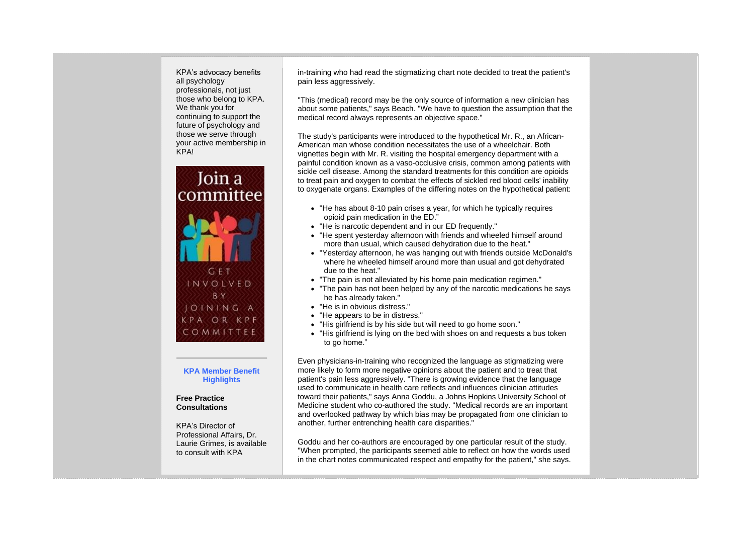KPA's advocacy benefits all psychology professionals, not just those who belong to KPA. We thank you for continuing to support the future of psychology and those we serve through your active membership in KPA!

Join a committee

GET INVOLVED BY JOINING A KPA OR KPF COMMITTEE

**KPA Member Benefit Highlights**

**Free Practice Consultations**

KPA's Director of Professional Affairs, Dr. Laurie Grimes, is available to consult with KPA

in-training who had read the stigmatizing chart note decided to treat the patient's pain less aggressively.

"This (medical) record may be the only source of information a new clinician has about some patients," says Beach. "We have to question the assumption that the medical record always represents an objective space."

The study's participants were introduced to the hypothetical Mr. R., an African-American man whose condition necessitates the use of a wheelchair. Both vignettes begin with Mr. R. visiting the hospital emergency department with a painful condition known as a vaso-occlusive crisis, common among patients with sickle cell disease. Among the standard treatments for this condition are opioids to treat pain and oxygen to combat the effects of sickled red blood cells' inability to oxygenate organs. Examples of the differing notes on the hypothetical patient:

- "He has about 8-10 pain crises a year, for which he typically requires opioid pain medication in the ED."
- "He is narcotic dependent and in our ED frequently."
- "He spent yesterday afternoon with friends and wheeled himself around more than usual, which caused dehydration due to the heat."
- "Yesterday afternoon, he was hanging out with friends outside McDonald's where he wheeled himself around more than usual and got dehydrated due to the heat."
- "The pain is not alleviated by his home pain medication regimen."
- "The pain has not been helped by any of the narcotic medications he says he has already taken."
- "He is in obvious distress."
- "He appears to be in distress."
- "His girlfriend is by his side but will need to go home soon."
- "His girlfriend is lying on the bed with shoes on and requests a bus token to go home."

Even physicians-in-training who recognized the language as stigmatizing were more likely to form more negative opinions about the patient and to treat that patient's pain less aggressively. "There is growing evidence that the language used to communicate in health care reflects and influences clinician attitudes toward their patients," says Anna Goddu, a Johns Hopkins University School of Medicine student who co-authored the study. "Medical records are an important and overlooked pathway by which bias may be propagated from one clinician to another, further entrenching health care disparities."

Goddu and her co-authors are encouraged by one particular result of the study. "When prompted, the participants seemed able to reflect on how the words used in the chart notes communicated respect and empathy for the patient," she says.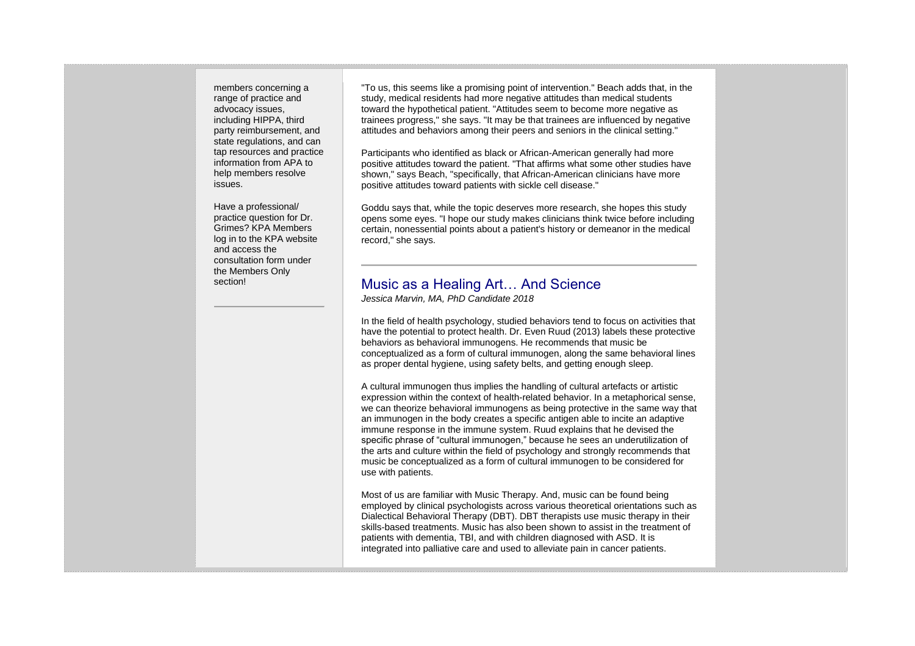members concerning a range of practice and advocacy issues, including HIPPA, third party reimbursement, and state regulations, and can tap resources and practice information from APA to help members resolve issues.

Have a professional/ practice question for Dr. Grimes? KPA Members log in to the KPA website and access the consultation form under the Members Only section!

---

"To us, this seems like a promising point of intervention." Beach adds that, in the study, medical residents had more negative attitudes than medical students toward the hypothetical patient. "Attitudes seem to become more negative as trainees progress," she says. "It may be that trainees are influenced by negative attitudes and behaviors among their peers and seniors in the clinical setting."

Participants who identified as black or African-American generally had more positive attitudes toward the patient. "That affirms what some other studies have shown," says Beach, "specifically, that African-American clinicians have more positive attitudes toward patients with sickle cell disease."

Goddu says that, while the topic deserves more research, she hopes this study opens some eyes. "I hope our study makes clinicians think twice before including certain, nonessential points about a patient's history or demeanor in the medical record," she says.

---

## Music as a Healing Art… And Science

*Jessica Marvin, MA, PhD Candidate 2018*

In the field of health psychology, studied behaviors tend to focus on activities that have the potential to protect health. Dr. Even Ruud (2013) labels these protective behaviors as behavioral immunogens. He recommends that music be conceptualized as a form of cultural immunogen, along the same behavioral lines as proper dental hygiene, using safety belts, and getting enough sleep.

A cultural immunogen thus implies the handling of cultural artefacts or artistic expression within the context of health-related behavior. In a metaphorical sense, we can theorize behavioral immunogens as being protective in the same way that an immunogen in the body creates a specific antigen able to incite an adaptive immune response in the immune system. Ruud explains that he devised the specific phrase of "cultural immunogen," because he sees an underutilization of the arts and culture within the field of psychology and strongly recommends that music be conceptualized as a form of cultural immunogen to be considered for use with patients.

Most of us are familiar with Music Therapy. And, music can be found being employed by clinical psychologists across various theoretical orientations such as Dialectical Behavioral Therapy (DBT). DBT therapists use music therapy in their skills-based treatments. Music has also been shown to assist in the treatment of patients with dementia, TBI, and with children diagnosed with ASD. It is integrated into palliative care and used to alleviate pain in cancer patients.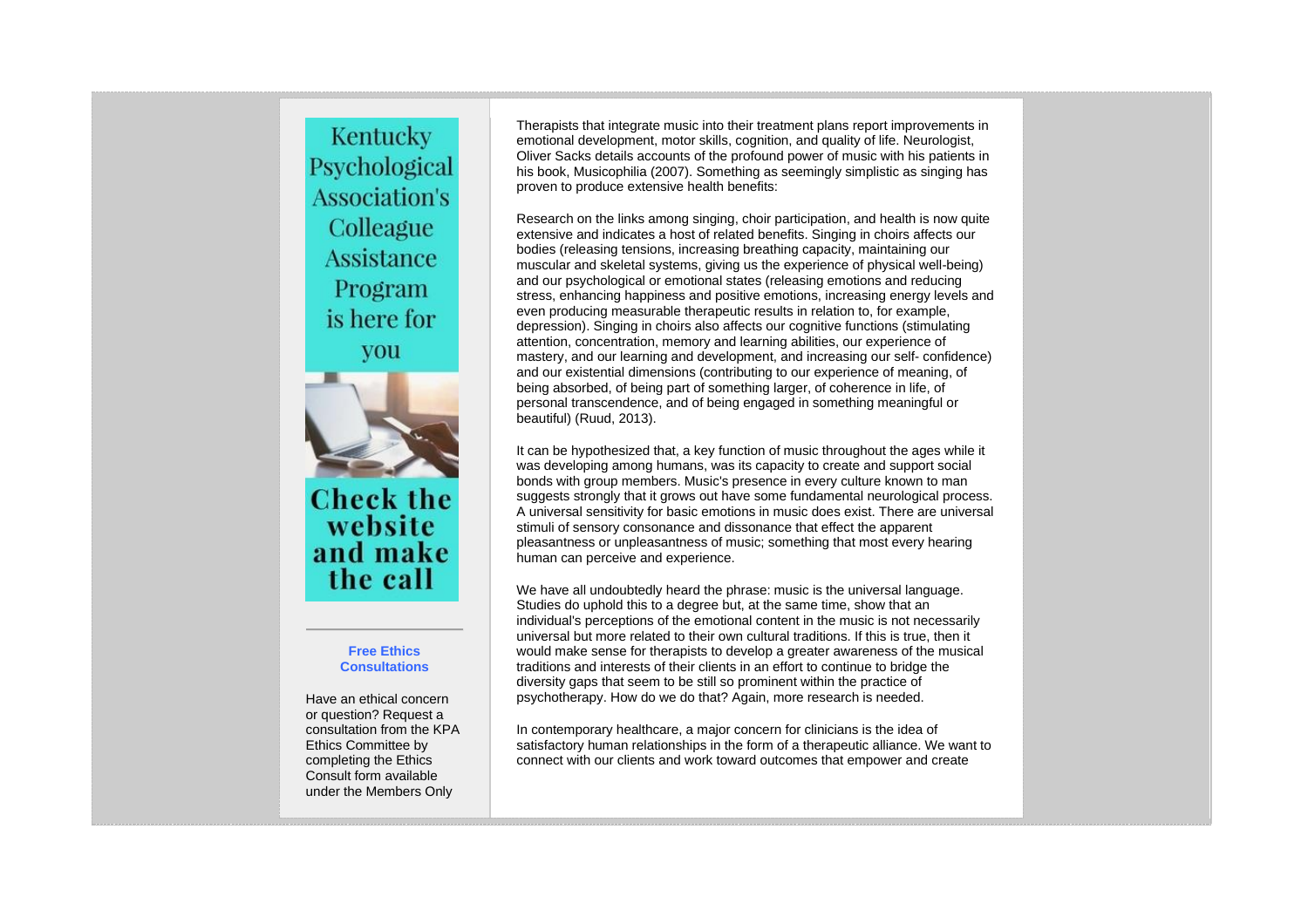Kentucky Psychological Association's Colleague Assistance Program is here for you

**Check the website and make the call**

---

**Free Ethics Consultations**

Have an ethical concern or question? Request a consultation from the KPA Ethics Committee by completing the Ethics Consult form available under the Members Only

Therapists that integrate music into their treatment plans report improvements in emotional development, motor skills, cognition, and quality of life. Neurologist, Oliver Sacks details accounts of the profound power of music with his patients in his book, Musicophilia (2007). Something as seemingly simplistic as singing has proven to produce extensive health benefits:

Research on the links among singing, choir participation, and health is now quite extensive and indicates a host of related benefits. Singing in choirs affects our bodies (releasing tensions, increasing breathing capacity, maintaining our muscular and skeletal systems, giving us the experience of physical well-being) and our psychological or emotional states (releasing emotions and reducing stress, enhancing happiness and positive emotions, increasing energy levels and even producing measurable therapeutic results in relation to, for example, depression). Singing in choirs also affects our cognitive functions (stimulating attention, concentration, memory and learning abilities, our experience of mastery, and our learning and development, and increasing our self- confidence) and our existential dimensions (contributing to our experience of meaning, of being absorbed, of being part of something larger, of coherence in life, of personal transcendence, and of being engaged in something meaningful or beautiful) (Ruud, 2013).

It can be hypothesized that, a key function of music throughout the ages while it was developing among humans, was its capacity to create and support social bonds with group members. Music's presence in every culture known to man suggests strongly that it grows out have some fundamental neurological process. A universal sensitivity for basic emotions in music does exist. There are universal stimuli of sensory consonance and dissonance that effect the apparent pleasantness or unpleasantness of music; something that most every hearing human can perceive and experience.

We have all undoubtedly heard the phrase: music is the universal language. Studies do uphold this to a degree but, at the same time, show that an individual's perceptions of the emotional content in the music is not necessarily universal but more related to their own cultural traditions. If this is true, then it would make sense for therapists to develop a greater awareness of the musical traditions and interests of their clients in an effort to continue to bridge the diversity gaps that seem to be still so prominent within the practice of psychotherapy. How do we do that? Again, more research is needed.

In contemporary healthcare, a major concern for clinicians is the idea of satisfactory human relationships in the form of a therapeutic alliance. We want to connect with our clients and work toward outcomes that empower and create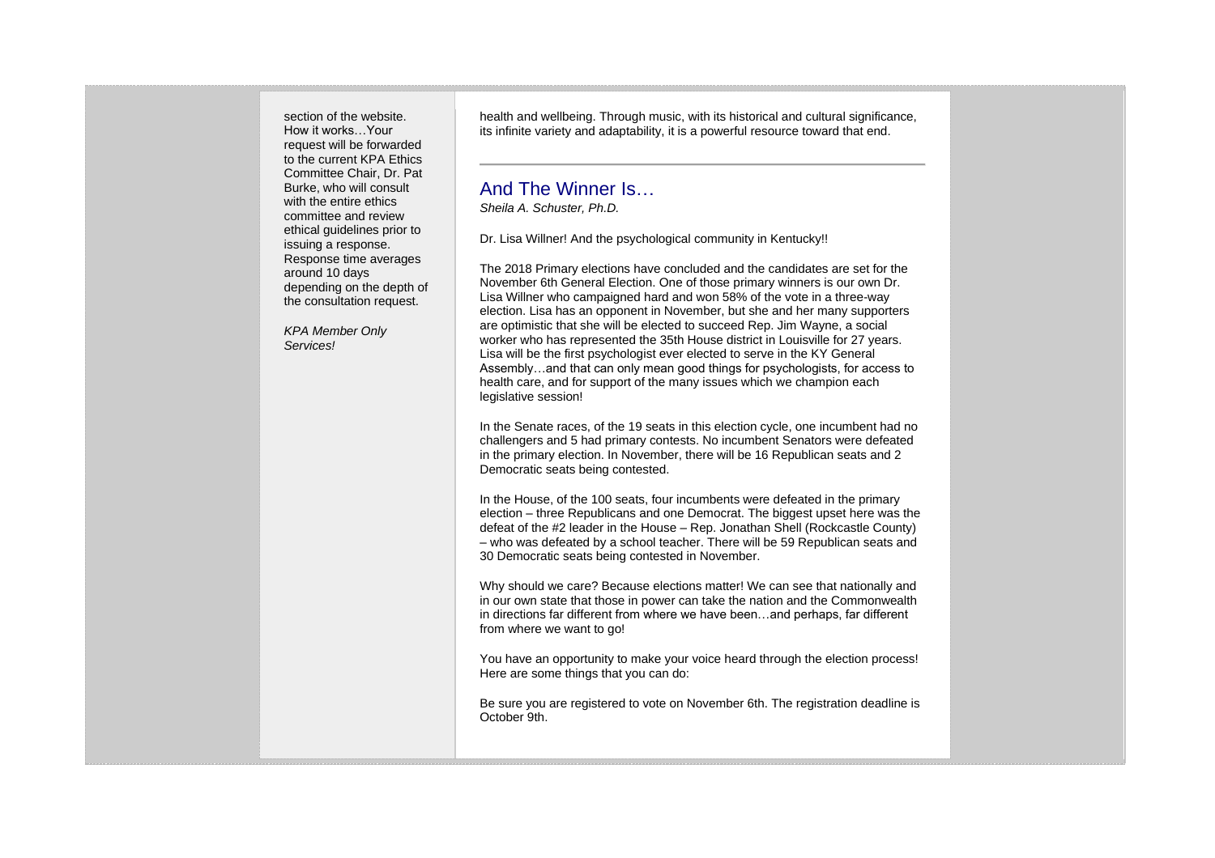section of the website. How it works…Your request will be forwarded to the current KPA Ethics Committee Chair, Dr. Pat Burke, who will consult with the entire ethics committee and review ethical guidelines prior to issuing a response. Response time averages around 10 days depending on the depth of the consultation request.

*KPA Member Only Services!*

health and wellbeing. Through music, with its historical and cultural significance, its infinite variety and adaptability, it is a powerful resource toward that end.

---

## And The Winner Is…

*Sheila A. Schuster, Ph.D.*

Dr. Lisa Willner! And the psychological community in Kentucky!!

The 2018 Primary elections have concluded and the candidates are set for the November 6th General Election. One of those primary winners is our own Dr. Lisa Willner who campaigned hard and won 58% of the vote in a three-way election. Lisa has an opponent in November, but she and her many supporters are optimistic that she will be elected to succeed Rep. Jim Wayne, a social worker who has represented the 35th House district in Louisville for 27 years. Lisa will be the first psychologist ever elected to serve in the KY General Assembly…and that can only mean good things for psychologists, for access to health care, and for support of the many issues which we champion each legislative session!

In the Senate races, of the 19 seats in this election cycle, one incumbent had no challengers and 5 had primary contests. No incumbent Senators were defeated in the primary election. In November, there will be 16 Republican seats and 2 Democratic seats being contested.

In the House, of the 100 seats, four incumbents were defeated in the primary election – three Republicans and one Democrat. The biggest upset here was the defeat of the #2 leader in the House – Rep. Jonathan Shell (Rockcastle County) – who was defeated by a school teacher. There will be 59 Republican seats and 30 Democratic seats being contested in November.

Why should we care? Because elections matter! We can see that nationally and in our own state that those in power can take the nation and the Commonwealth in directions far different from where we have been…and perhaps, far different from where we want to go!

You have an opportunity to make your voice heard through the election process! Here are some things that you can do:

Be sure you are registered to vote on November 6th. The registration deadline is October 9th.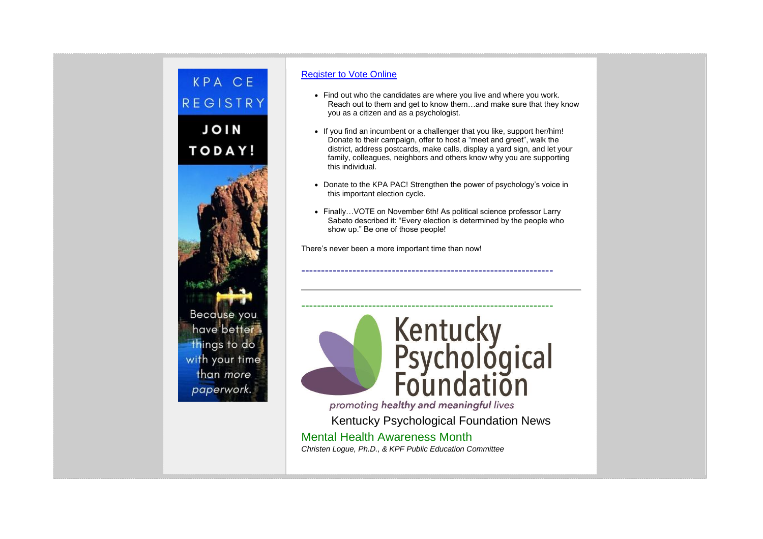KPA CE REGISTRY

JOIN TODAY!

Because you have better things to do with your time than *more* paperwork.

[Register to Vote Online]

- Find out who the candidates are where you live and where you work. Reach out to them and get to know them…and make sure that they know you as a citizen and as a psychologist.
- If you find an incumbent or a challenger that you like, support her/him! Donate to their campaign, offer to host a "meet and greet", walk the district, address postcards, make calls, display a yard sign, and let your family, colleagues, neighbors and others know why you are supporting this individual.
- Donate to the KPA PAC! Strengthen the power of psychology's voice in this important election cycle.
- Finally…VOTE on November 6th! As political science professor Larry Sabato described it: "Every election is determined by the people who show up." Be one of those people!

There's never been a more important time than now!

----------------------------------------------------------------

---

----------------------------------------------------------------

Kentucky Psychological Foundation

*promoting **healthy and meaningful** lives*

## Kentucky Psychological Foundation News

### Mental Health Awareness Month

*Christen Logue, Ph.D., & KPF Public Education Committee*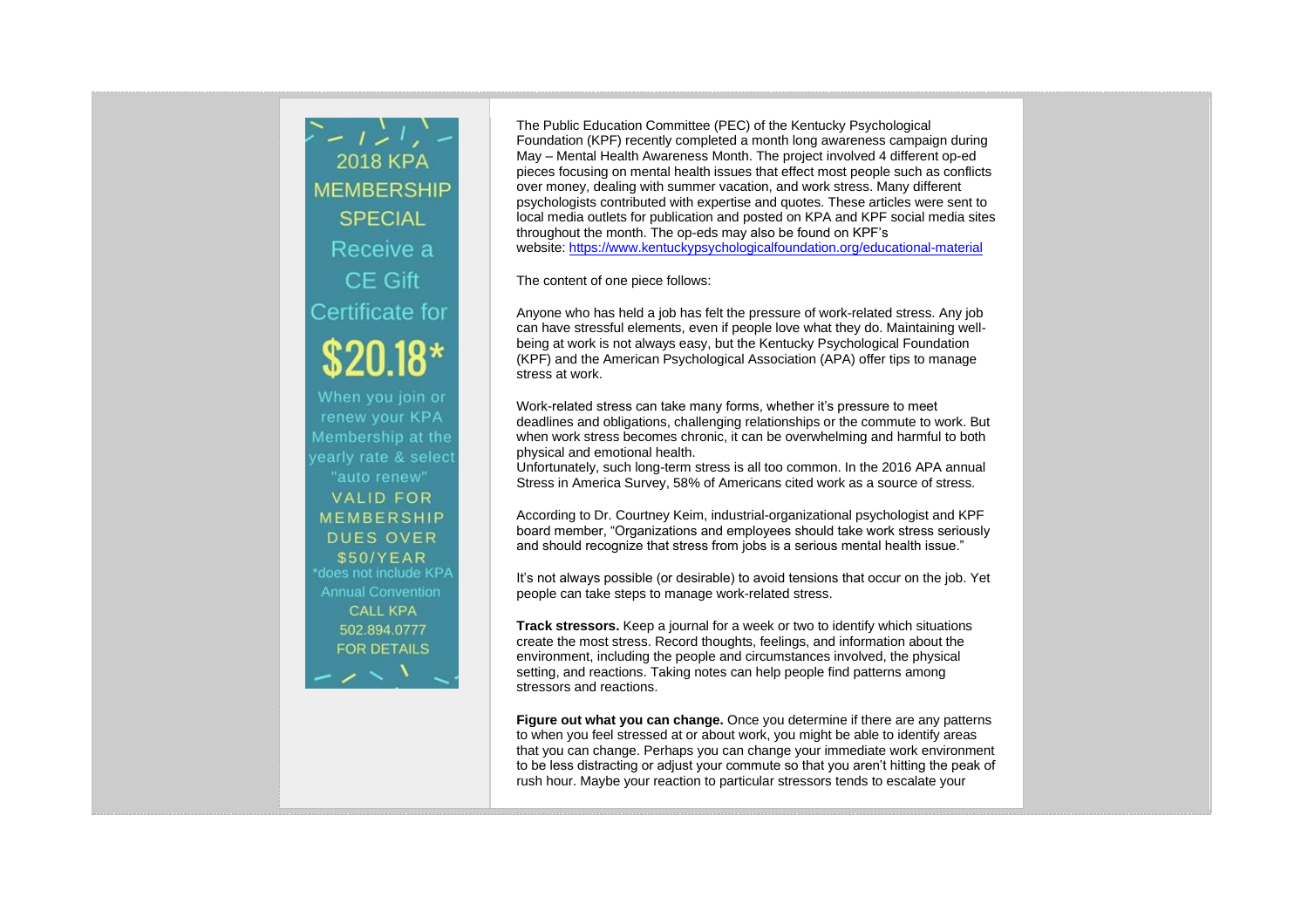2018 KPA MEMBERSHIP SPECIAL

Receive a CE Gift Certificate for

**$20.18***

When you join or renew your KPA Membership at the yearly rate & select "auto renew"

VALID FOR MEMBERSHIP DUES OVER $50/YEAR

*does not include KPA Annual Convention

CALL KPA 502.894.0777 FOR DETAILS

---

The Public Education Committee (PEC) of the Kentucky Psychological Foundation (KPF) recently completed a month long awareness campaign during May – Mental Health Awareness Month. The project involved 4 different op-ed pieces focusing on mental health issues that effect most people such as conflicts over money, dealing with summer vacation, and work stress. Many different psychologists contributed with expertise and quotes. These articles were sent to local media outlets for publication and posted on KPA and KPF social media sites throughout the month. The op-eds may also be found on KPF's website: https://www.kentuckypsychologicalfoundation.org/educational-material

The content of one piece follows:

Anyone who has held a job has felt the pressure of work-related stress. Any job can have stressful elements, even if people love what they do. Maintaining well-being at work is not always easy, but the Kentucky Psychological Foundation (KPF) and the American Psychological Association (APA) offer tips to manage stress at work.

Work-related stress can take many forms, whether it's pressure to meet deadlines and obligations, challenging relationships or the commute to work. But when work stress becomes chronic, it can be overwhelming and harmful to both physical and emotional health.
Unfortunately, such long-term stress is all too common. In the 2016 APA annual Stress in America Survey, 58% of Americans cited work as a source of stress.

According to Dr. Courtney Keim, industrial-organizational psychologist and KPF board member, "Organizations and employees should take work stress seriously and should recognize that stress from jobs is a serious mental health issue."

It's not always possible (or desirable) to avoid tensions that occur on the job. Yet people can take steps to manage work-related stress.

**Track stressors.** Keep a journal for a week or two to identify which situations create the most stress. Record thoughts, feelings, and information about the environment, including the people and circumstances involved, the physical setting, and reactions. Taking notes can help people find patterns among stressors and reactions.

**Figure out what you can change.** Once you determine if there are any patterns to when you feel stressed at or about work, you might be able to identify areas that you can change. Perhaps you can change your immediate work environment to be less distracting or adjust your commute so that you aren't hitting the peak of rush hour. Maybe your reaction to particular stressors tends to escalate your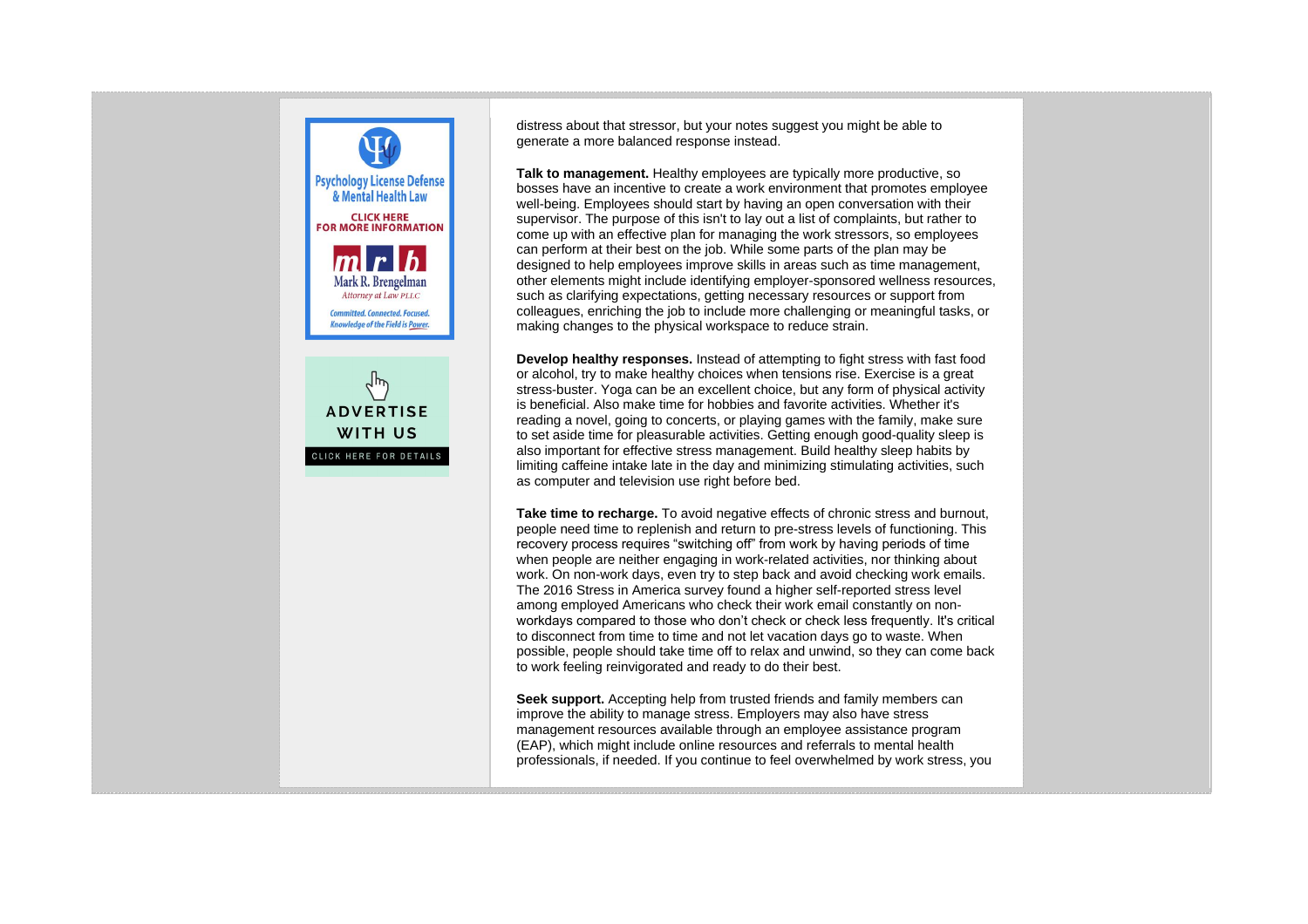distress about that stressor, but your notes suggest you might be able to generate a more balanced response instead.

**Talk to management.** Healthy employees are typically more productive, so bosses have an incentive to create a work environment that promotes employee well-being. Employees should start by having an open conversation with their supervisor. The purpose of this isn't to lay out a list of complaints, but rather to come up with an effective plan for managing the work stressors, so employees can perform at their best on the job. While some parts of the plan may be designed to help employees improve skills in areas such as time management, other elements might include identifying employer-sponsored wellness resources, such as clarifying expectations, getting necessary resources or support from colleagues, enriching the job to include more challenging or meaningful tasks, or making changes to the physical workspace to reduce strain.

**Develop healthy responses.** Instead of attempting to fight stress with fast food or alcohol, try to make healthy choices when tensions rise. Exercise is a great stress-buster. Yoga can be an excellent choice, but any form of physical activity is beneficial. Also make time for hobbies and favorite activities. Whether it's reading a novel, going to concerts, or playing games with the family, make sure to set aside time for pleasurable activities. Getting enough good-quality sleep is also important for effective stress management. Build healthy sleep habits by limiting caffeine intake late in the day and minimizing stimulating activities, such as computer and television use right before bed.

**Take time to recharge.** To avoid negative effects of chronic stress and burnout, people need time to replenish and return to pre-stress levels of functioning. This recovery process requires "switching off" from work by having periods of time when people are neither engaging in work-related activities, nor thinking about work. On non-work days, even try to step back and avoid checking work emails. The 2016 Stress in America survey found a higher self-reported stress level among employed Americans who check their work email constantly on non-workdays compared to those who don't check or check less frequently. It's critical to disconnect from time to time and not let vacation days go to waste. When possible, people should take time off to relax and unwind, so they can come back to work feeling reinvigorated and ready to do their best.

**Seek support.** Accepting help from trusted friends and family members can improve the ability to manage stress. Employers may also have stress management resources available through an employee assistance program (EAP), which might include online resources and referrals to mental health professionals, if needed. If you continue to feel overwhelmed by work stress, you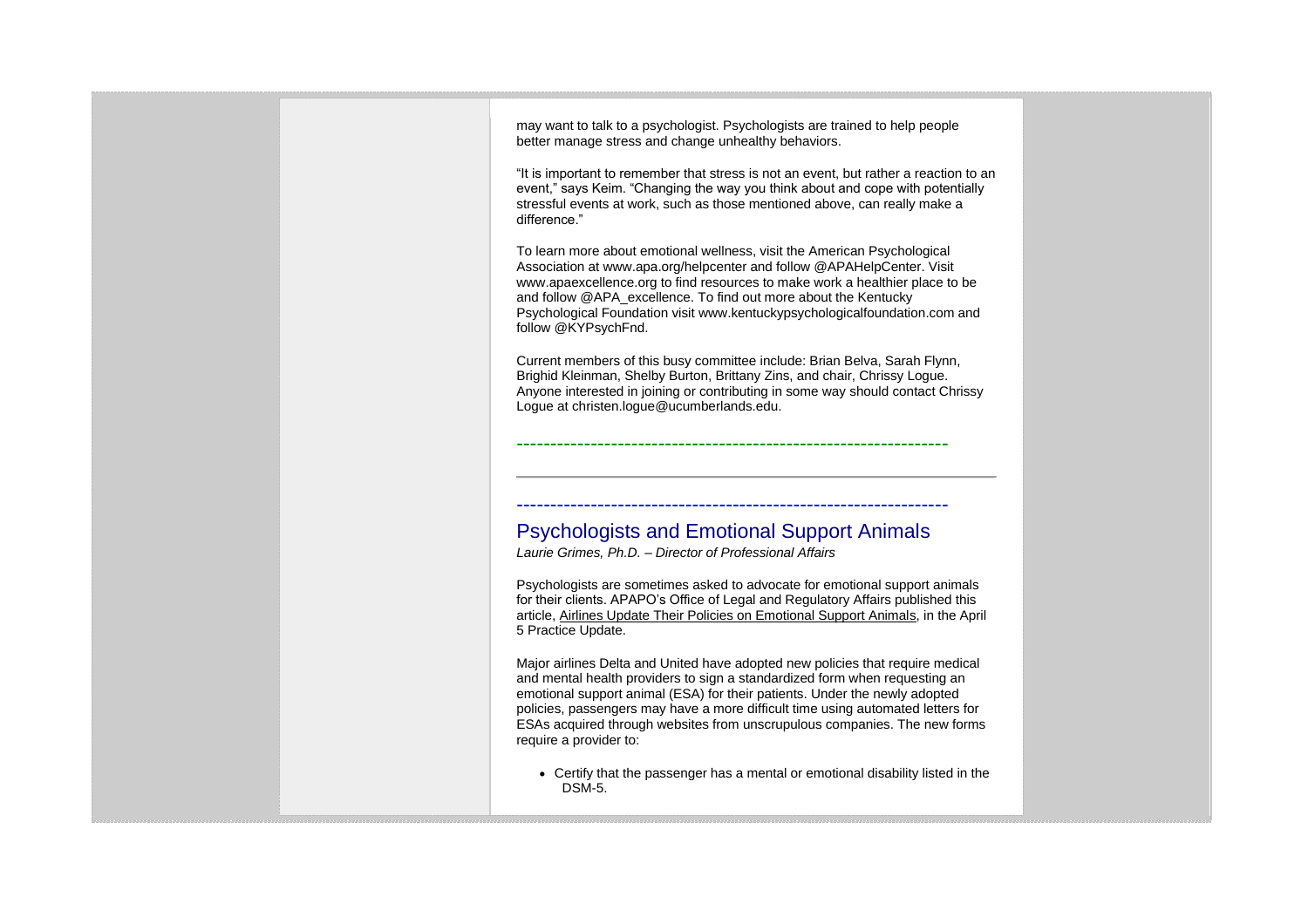may want to talk to a psychologist. Psychologists are trained to help people better manage stress and change unhealthy behaviors.

"It is important to remember that stress is not an event, but rather a reaction to an event," says Keim. "Changing the way you think about and cope with potentially stressful events at work, such as those mentioned above, can really make a difference."

To learn more about emotional wellness, visit the American Psychological Association at www.apa.org/helpcenter and follow @APAHelpCenter. Visit www.apaexcellence.org to find resources to make work a healthier place to be and follow @APA_excellence. To find out more about the Kentucky Psychological Foundation visit www.kentuckypsychologicalfoundation.com and follow @KYPsychFnd.

Current members of this busy committee include: Brian Belva, Sarah Flynn, Brighid Kleinman, Shelby Burton, Brittany Zins, and chair, Chrissy Logue. Anyone interested in joining or contributing in some way should contact Chrissy Logue at christen.logue@ucumberlands.edu.

---

## Psychologists and Emotional Support Animals

*Laurie Grimes, Ph.D. – Director of Professional Affairs*

Psychologists are sometimes asked to advocate for emotional support animals for their clients. APAPO's Office of Legal and Regulatory Affairs published this article, Airlines Update Their Policies on Emotional Support Animals, in the April 5 Practice Update.

Major airlines Delta and United have adopted new policies that require medical and mental health providers to sign a standardized form when requesting an emotional support animal (ESA) for their patients. Under the newly adopted policies, passengers may have a more difficult time using automated letters for ESAs acquired through websites from unscrupulous companies. The new forms require a provider to:

- Certify that the passenger has a mental or emotional disability listed in the DSM-5.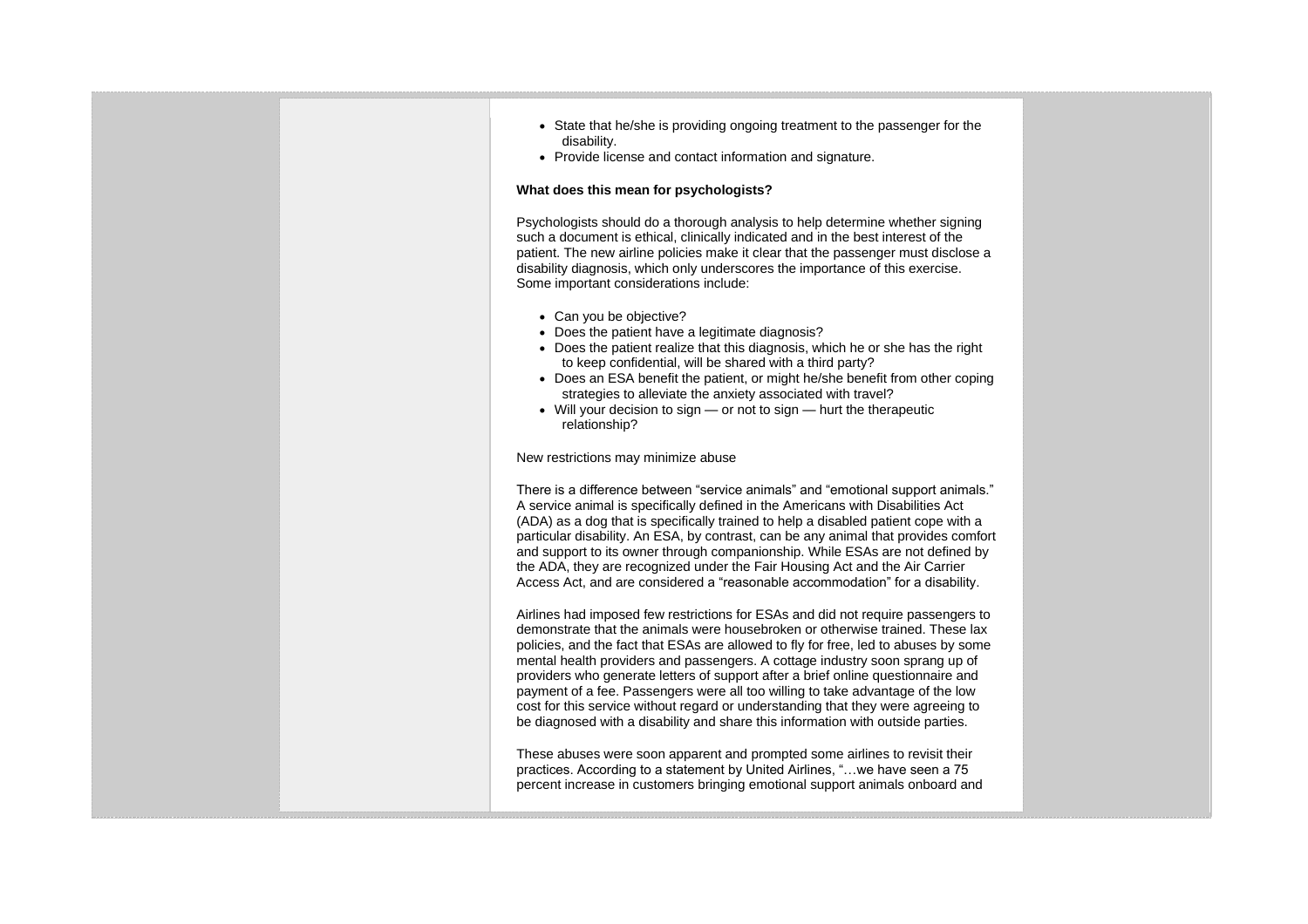- State that he/she is providing ongoing treatment to the passenger for the disability.
- Provide license and contact information and signature.

**What does this mean for psychologists?**

Psychologists should do a thorough analysis to help determine whether signing such a document is ethical, clinically indicated and in the best interest of the patient. The new airline policies make it clear that the passenger must disclose a disability diagnosis, which only underscores the importance of this exercise. Some important considerations include:

- Can you be objective?
- Does the patient have a legitimate diagnosis?
- Does the patient realize that this diagnosis, which he or she has the right to keep confidential, will be shared with a third party?
- Does an ESA benefit the patient, or might he/she benefit from other coping strategies to alleviate the anxiety associated with travel?
- Will your decision to sign — or not to sign — hurt the therapeutic relationship?

New restrictions may minimize abuse

There is a difference between "service animals" and "emotional support animals." A service animal is specifically defined in the Americans with Disabilities Act (ADA) as a dog that is specifically trained to help a disabled patient cope with a particular disability. An ESA, by contrast, can be any animal that provides comfort and support to its owner through companionship. While ESAs are not defined by the ADA, they are recognized under the Fair Housing Act and the Air Carrier Access Act, and are considered a "reasonable accommodation" for a disability.

Airlines had imposed few restrictions for ESAs and did not require passengers to demonstrate that the animals were housebroken or otherwise trained. These lax policies, and the fact that ESAs are allowed to fly for free, led to abuses by some mental health providers and passengers. A cottage industry soon sprang up of providers who generate letters of support after a brief online questionnaire and payment of a fee. Passengers were all too willing to take advantage of the low cost for this service without regard or understanding that they were agreeing to be diagnosed with a disability and share this information with outside parties.

These abuses were soon apparent and prompted some airlines to revisit their practices. According to a statement by United Airlines, "…we have seen a 75 percent increase in customers bringing emotional support animals onboard and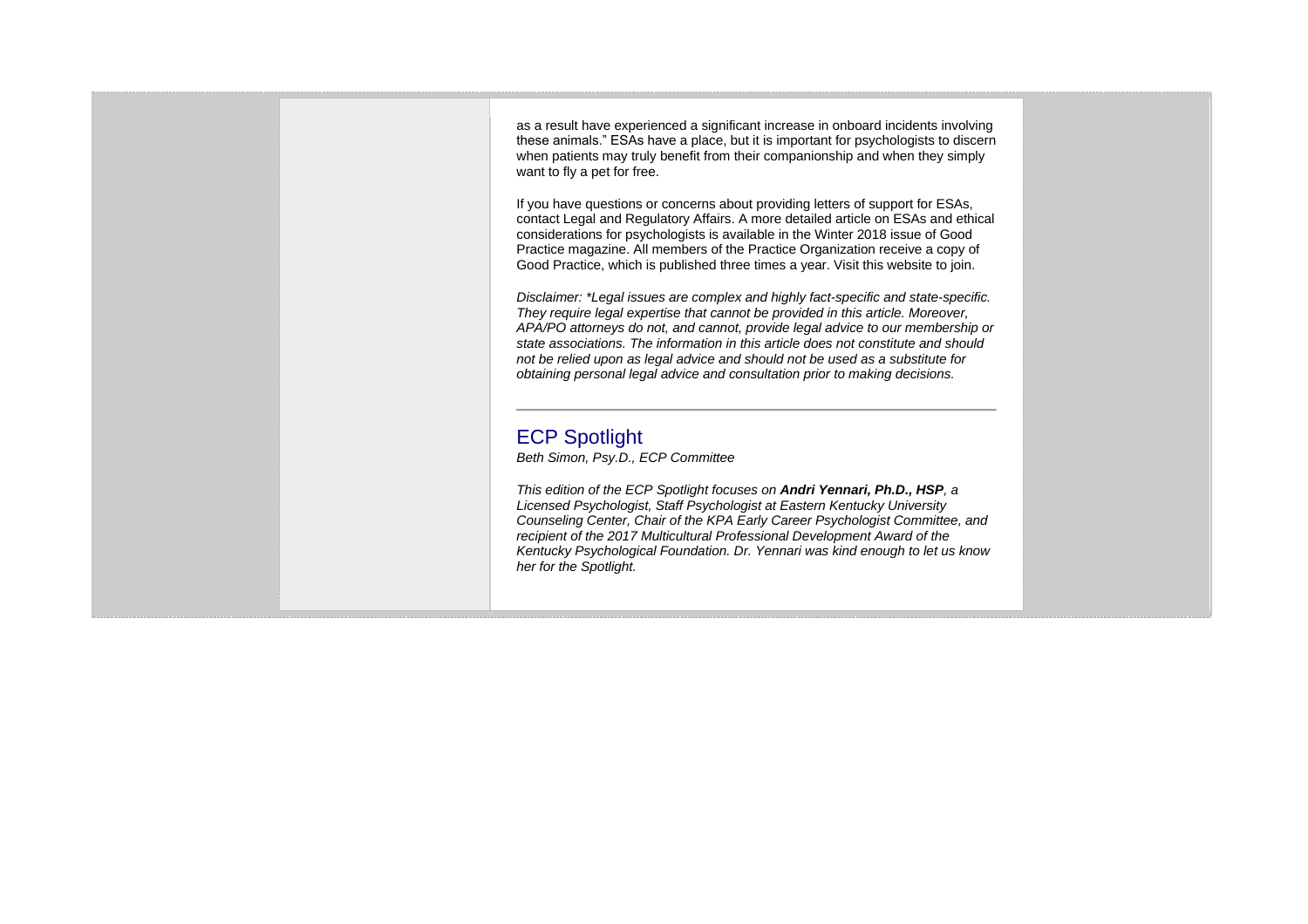as a result have experienced a significant increase in onboard incidents involving these animals." ESAs have a place, but it is important for psychologists to discern when patients may truly benefit from their companionship and when they simply want to fly a pet for free.

If you have questions or concerns about providing letters of support for ESAs, contact Legal and Regulatory Affairs. A more detailed article on ESAs and ethical considerations for psychologists is available in the Winter 2018 issue of Good Practice magazine. All members of the Practice Organization receive a copy of Good Practice, which is published three times a year. Visit this website to join.

*Disclaimer: *Legal issues are complex and highly fact-specific and state-specific. They require legal expertise that cannot be provided in this article. Moreover, APA/PO attorneys do not, and cannot, provide legal advice to our membership or state associations. The information in this article does not constitute and should not be relied upon as legal advice and should not be used as a substitute for obtaining personal legal advice and consultation prior to making decisions.*

---

## ECP Spotlight

*Beth Simon, Psy.D., ECP Committee*

*This edition of the ECP Spotlight focuses on **Andri Yennari, Ph.D., HSP**, a Licensed Psychologist, Staff Psychologist at Eastern Kentucky University Counseling Center, Chair of the KPA Early Career Psychologist Committee, and recipient of the 2017 Multicultural Professional Development Award of the Kentucky Psychological Foundation. Dr. Yennari was kind enough to let us know her for the Spotlight.*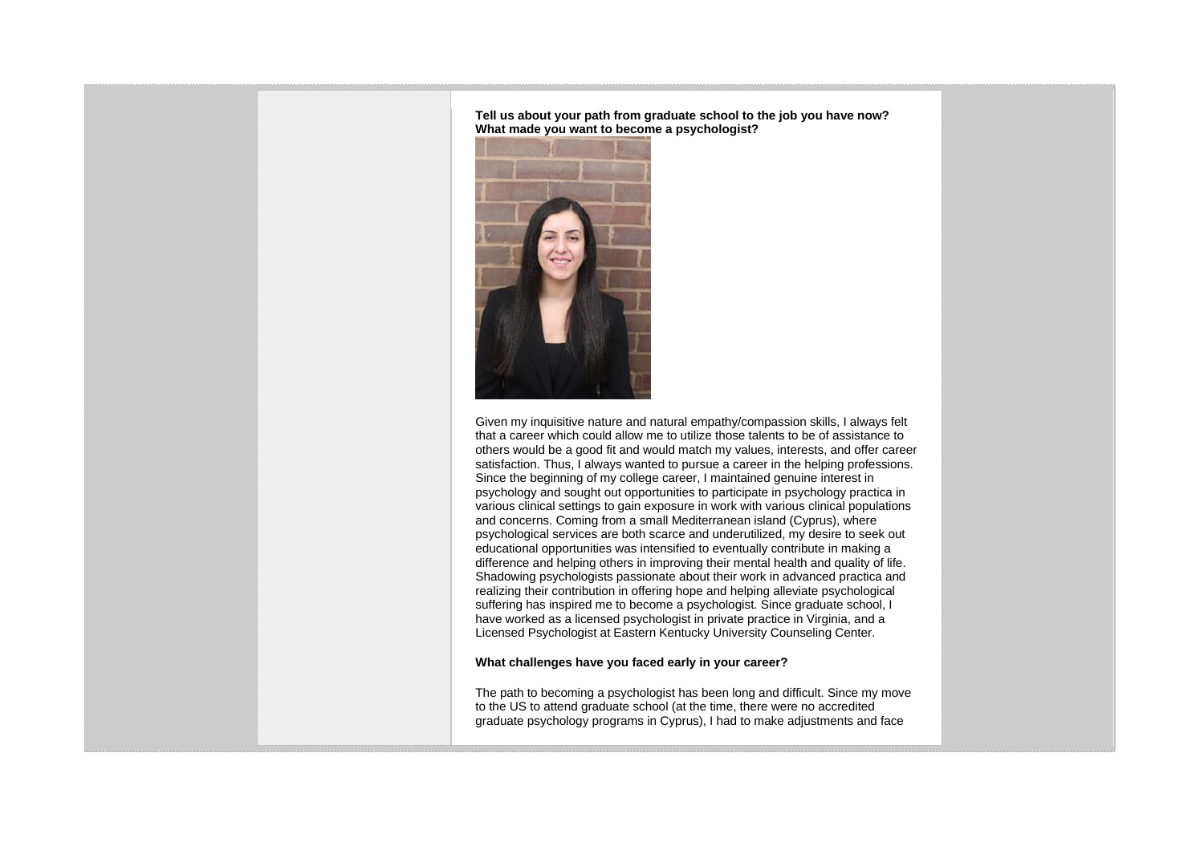**Tell us about your path from graduate school to the job you have now? What made you want to become a psychologist?**

Given my inquisitive nature and natural empathy/compassion skills, I always felt that a career which could allow me to utilize those talents to be of assistance to others would be a good fit and would match my values, interests, and offer career satisfaction. Thus, I always wanted to pursue a career in the helping professions. Since the beginning of my college career, I maintained genuine interest in psychology and sought out opportunities to participate in psychology practica in various clinical settings to gain exposure in work with various clinical populations and concerns. Coming from a small Mediterranean island (Cyprus), where psychological services are both scarce and underutilized, my desire to seek out educational opportunities was intensified to eventually contribute in making a difference and helping others in improving their mental health and quality of life. Shadowing psychologists passionate about their work in advanced practica and realizing their contribution in offering hope and helping alleviate psychological suffering has inspired me to become a psychologist. Since graduate school, I have worked as a licensed psychologist in private practice in Virginia, and a Licensed Psychologist at Eastern Kentucky University Counseling Center.

**What challenges have you faced early in your career?**

The path to becoming a psychologist has been long and difficult. Since my move to the US to attend graduate school (at the time, there were no accredited graduate psychology programs in Cyprus), I had to make adjustments and face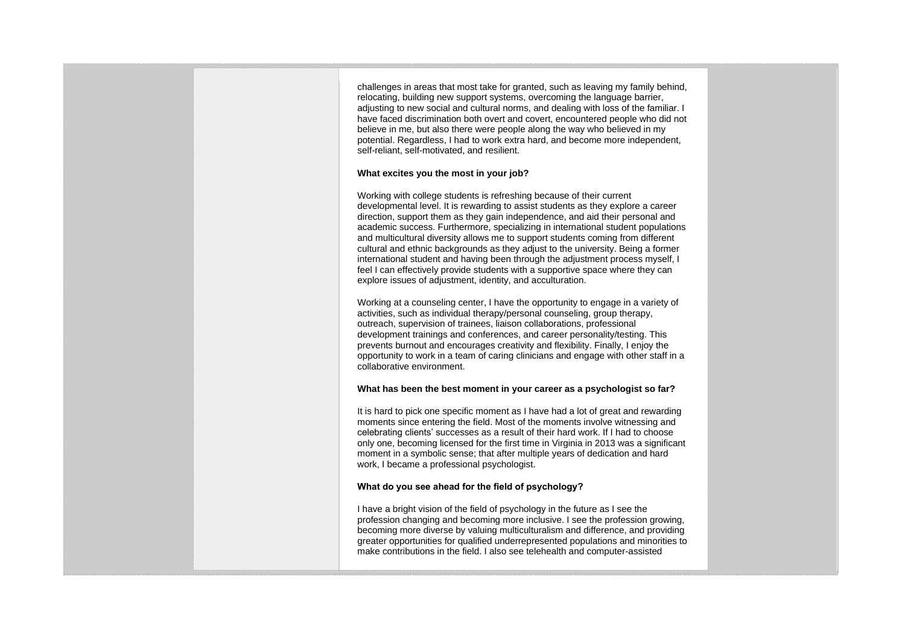challenges in areas that most take for granted, such as leaving my family behind, relocating, building new support systems, overcoming the language barrier, adjusting to new social and cultural norms, and dealing with loss of the familiar. I have faced discrimination both overt and covert, encountered people who did not believe in me, but also there were people along the way who believed in my potential. Regardless, I had to work extra hard, and become more independent, self-reliant, self-motivated, and resilient.

**What excites you the most in your job?**

Working with college students is refreshing because of their current developmental level. It is rewarding to assist students as they explore a career direction, support them as they gain independence, and aid their personal and academic success. Furthermore, specializing in international student populations and multicultural diversity allows me to support students coming from different cultural and ethnic backgrounds as they adjust to the university. Being a former international student and having been through the adjustment process myself, I feel I can effectively provide students with a supportive space where they can explore issues of adjustment, identity, and acculturation.

Working at a counseling center, I have the opportunity to engage in a variety of activities, such as individual therapy/personal counseling, group therapy, outreach, supervision of trainees, liaison collaborations, professional development trainings and conferences, and career personality/testing. This prevents burnout and encourages creativity and flexibility. Finally, I enjoy the opportunity to work in a team of caring clinicians and engage with other staff in a collaborative environment.

**What has been the best moment in your career as a psychologist so far?**

It is hard to pick one specific moment as I have had a lot of great and rewarding moments since entering the field. Most of the moments involve witnessing and celebrating clients' successes as a result of their hard work. If I had to choose only one, becoming licensed for the first time in Virginia in 2013 was a significant moment in a symbolic sense; that after multiple years of dedication and hard work, I became a professional psychologist.

**What do you see ahead for the field of psychology?**

I have a bright vision of the field of psychology in the future as I see the profession changing and becoming more inclusive. I see the profession growing, becoming more diverse by valuing multiculturalism and difference, and providing greater opportunities for qualified underrepresented populations and minorities to make contributions in the field. I also see telehealth and computer-assisted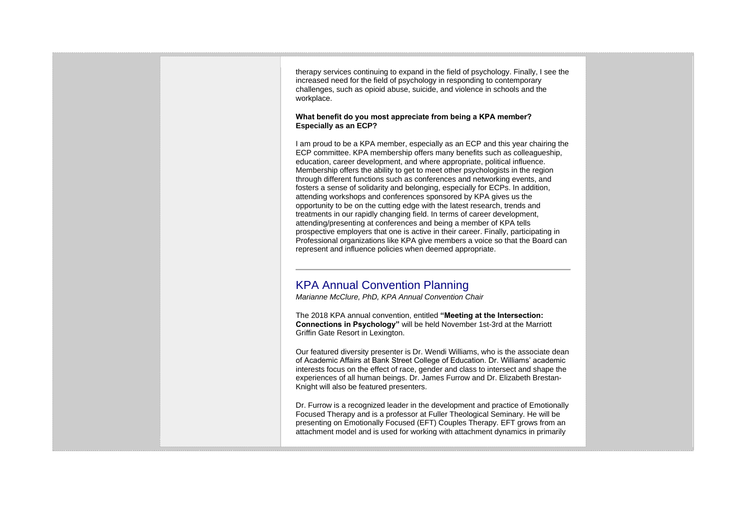therapy services continuing to expand in the field of psychology. Finally, I see the increased need for the field of psychology in responding to contemporary challenges, such as opioid abuse, suicide, and violence in schools and the workplace.

**What benefit do you most appreciate from being a KPA member? Especially as an ECP?**

I am proud to be a KPA member, especially as an ECP and this year chairing the ECP committee. KPA membership offers many benefits such as colleagueship, education, career development, and where appropriate, political influence. Membership offers the ability to get to meet other psychologists in the region through different functions such as conferences and networking events, and fosters a sense of solidarity and belonging, especially for ECPs. In addition, attending workshops and conferences sponsored by KPA gives us the opportunity to be on the cutting edge with the latest research, trends and treatments in our rapidly changing field. In terms of career development, attending/presenting at conferences and being a member of KPA tells prospective employers that one is active in their career. Finally, participating in Professional organizations like KPA give members a voice so that the Board can represent and influence policies when deemed appropriate.

---

## KPA Annual Convention Planning

*Marianne McClure, PhD, KPA Annual Convention Chair*

The 2018 KPA annual convention, entitled **"Meeting at the Intersection: Connections in Psychology"** will be held November 1st-3rd at the Marriott Griffin Gate Resort in Lexington.

Our featured diversity presenter is Dr. Wendi Williams, who is the associate dean of Academic Affairs at Bank Street College of Education. Dr. Williams' academic interests focus on the effect of race, gender and class to intersect and shape the experiences of all human beings. Dr. James Furrow and Dr. Elizabeth Brestan-Knight will also be featured presenters.

Dr. Furrow is a recognized leader in the development and practice of Emotionally Focused Therapy and is a professor at Fuller Theological Seminary. He will be presenting on Emotionally Focused (EFT) Couples Therapy. EFT grows from an attachment model and is used for working with attachment dynamics in primarily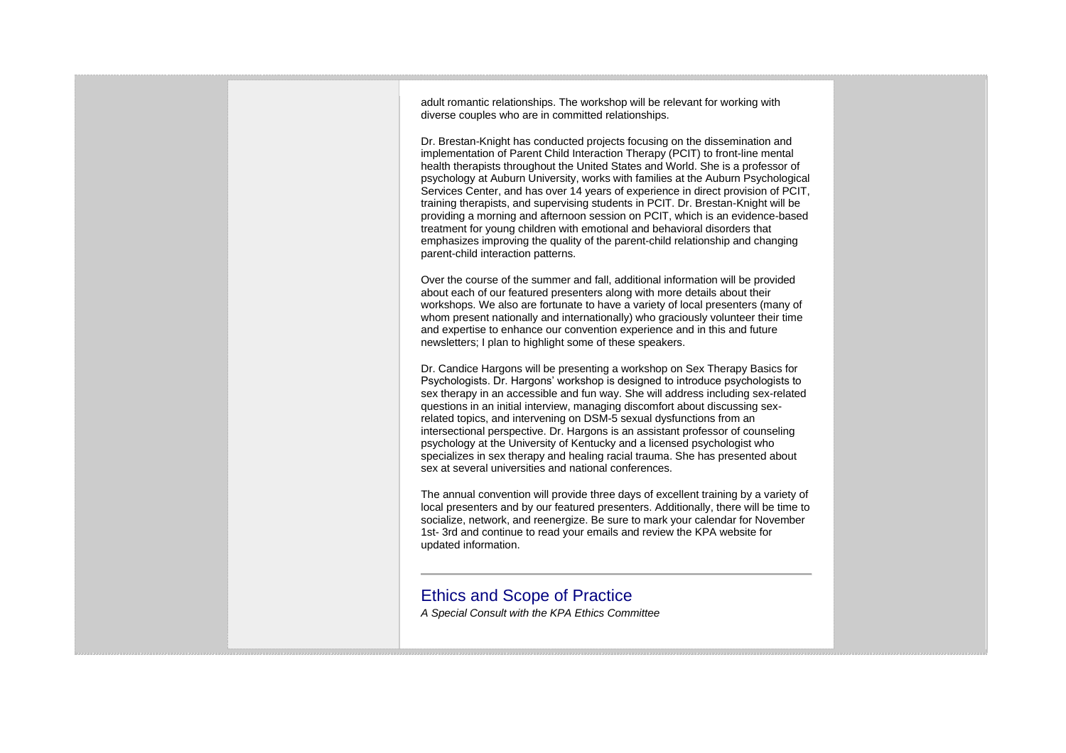adult romantic relationships. The workshop will be relevant for working with diverse couples who are in committed relationships.

Dr. Brestan-Knight has conducted projects focusing on the dissemination and implementation of Parent Child Interaction Therapy (PCIT) to front-line mental health therapists throughout the United States and World. She is a professor of psychology at Auburn University, works with families at the Auburn Psychological Services Center, and has over 14 years of experience in direct provision of PCIT, training therapists, and supervising students in PCIT. Dr. Brestan-Knight will be providing a morning and afternoon session on PCIT, which is an evidence-based treatment for young children with emotional and behavioral disorders that emphasizes improving the quality of the parent-child relationship and changing parent-child interaction patterns.

Over the course of the summer and fall, additional information will be provided about each of our featured presenters along with more details about their workshops. We also are fortunate to have a variety of local presenters (many of whom present nationally and internationally) who graciously volunteer their time and expertise to enhance our convention experience and in this and future newsletters; I plan to highlight some of these speakers.

Dr. Candice Hargons will be presenting a workshop on Sex Therapy Basics for Psychologists. Dr. Hargons' workshop is designed to introduce psychologists to sex therapy in an accessible and fun way. She will address including sex-related questions in an initial interview, managing discomfort about discussing sex-related topics, and intervening on DSM-5 sexual dysfunctions from an intersectional perspective. Dr. Hargons is an assistant professor of counseling psychology at the University of Kentucky and a licensed psychologist who specializes in sex therapy and healing racial trauma. She has presented about sex at several universities and national conferences.

The annual convention will provide three days of excellent training by a variety of local presenters and by our featured presenters. Additionally, there will be time to socialize, network, and reenergize. Be sure to mark your calendar for November 1st- 3rd and continue to read your emails and review the KPA website for updated information.

---

## Ethics and Scope of Practice

*A Special Consult with the KPA Ethics Committee*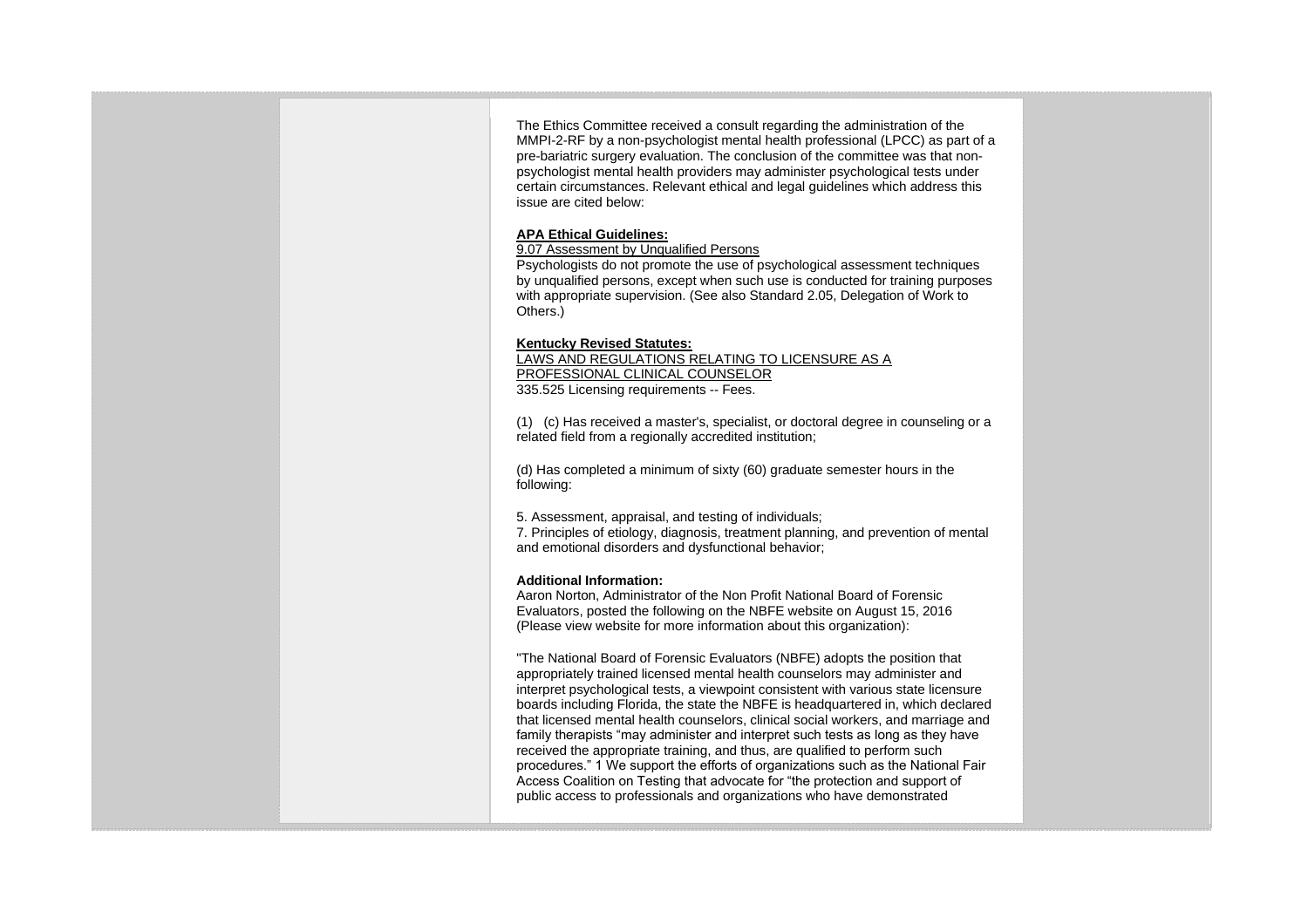The Ethics Committee received a consult regarding the administration of the MMPI-2-RF by a non-psychologist mental health professional (LPCC) as part of a pre-bariatric surgery evaluation. The conclusion of the committee was that non-psychologist mental health providers may administer psychological tests under certain circumstances. Relevant ethical and legal guidelines which address this issue are cited below:

**APA Ethical Guidelines:**

9.07 Assessment by Unqualified Persons

Psychologists do not promote the use of psychological assessment techniques by unqualified persons, except when such use is conducted for training purposes with appropriate supervision. (See also Standard 2.05, Delegation of Work to Others.)

**Kentucky Revised Statutes:**

LAWS AND REGULATIONS RELATING TO LICENSURE AS A PROFESSIONAL CLINICAL COUNSELOR

335.525 Licensing requirements -- Fees.

(1) (c) Has received a master's, specialist, or doctoral degree in counseling or a related field from a regionally accredited institution;

(d) Has completed a minimum of sixty (60) graduate semester hours in the following:

5. Assessment, appraisal, and testing of individuals;
7. Principles of etiology, diagnosis, treatment planning, and prevention of mental and emotional disorders and dysfunctional behavior;

**Additional Information:**

Aaron Norton, Administrator of the Non Profit National Board of Forensic Evaluators, posted the following on the NBFE website on August 15, 2016 (Please view website for more information about this organization):

"The National Board of Forensic Evaluators (NBFE) adopts the position that appropriately trained licensed mental health counselors may administer and interpret psychological tests, a viewpoint consistent with various state licensure boards including Florida, the state the NBFE is headquartered in, which declared that licensed mental health counselors, clinical social workers, and marriage and family therapists "may administer and interpret such tests as long as they have received the appropriate training, and thus, are qualified to perform such procedures." 1 We support the efforts of organizations such as the National Fair Access Coalition on Testing that advocate for "the protection and support of public access to professionals and organizations who have demonstrated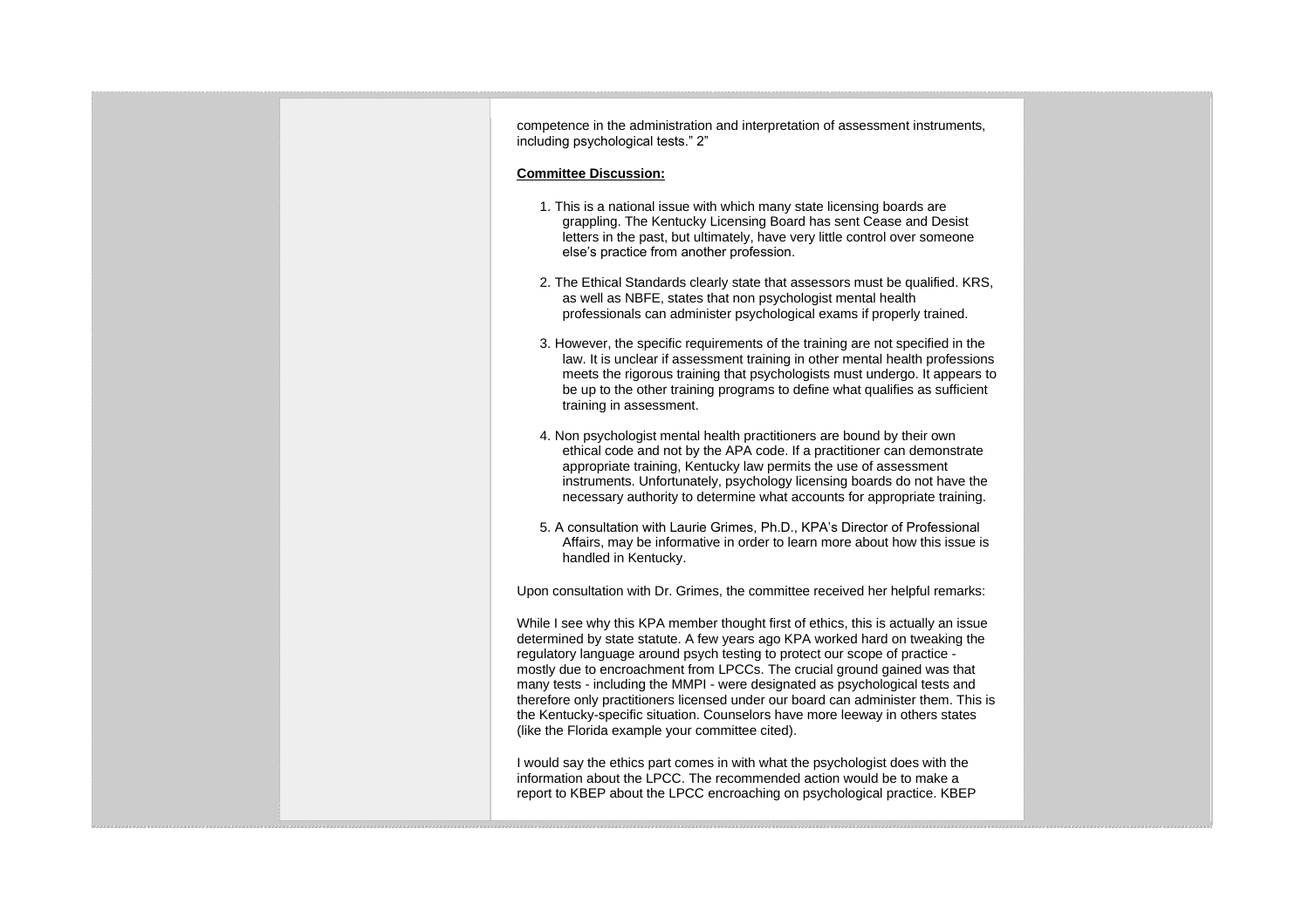competence in the administration and interpretation of assessment instruments, including psychological tests." 2"

**Committee Discussion:**

1. This is a national issue with which many state licensing boards are grappling. The Kentucky Licensing Board has sent Cease and Desist letters in the past, but ultimately, have very little control over someone else's practice from another profession.

2. The Ethical Standards clearly state that assessors must be qualified. KRS, as well as NBFE, states that non psychologist mental health professionals can administer psychological exams if properly trained.

3. However, the specific requirements of the training are not specified in the law. It is unclear if assessment training in other mental health professions meets the rigorous training that psychologists must undergo. It appears to be up to the other training programs to define what qualifies as sufficient training in assessment.

4. Non psychologist mental health practitioners are bound by their own ethical code and not by the APA code. If a practitioner can demonstrate appropriate training, Kentucky law permits the use of assessment instruments. Unfortunately, psychology licensing boards do not have the necessary authority to determine what accounts for appropriate training.

5. A consultation with Laurie Grimes, Ph.D., KPA's Director of Professional Affairs, may be informative in order to learn more about how this issue is handled in Kentucky.

Upon consultation with Dr. Grimes, the committee received her helpful remarks:

While I see why this KPA member thought first of ethics, this is actually an issue determined by state statute. A few years ago KPA worked hard on tweaking the regulatory language around psych testing to protect our scope of practice - mostly due to encroachment from LPCCs. The crucial ground gained was that many tests - including the MMPI - were designated as psychological tests and therefore only practitioners licensed under our board can administer them. This is the Kentucky-specific situation. Counselors have more leeway in others states (like the Florida example your committee cited).

I would say the ethics part comes in with what the psychologist does with the information about the LPCC. The recommended action would be to make a report to KBEP about the LPCC encroaching on psychological practice. KBEP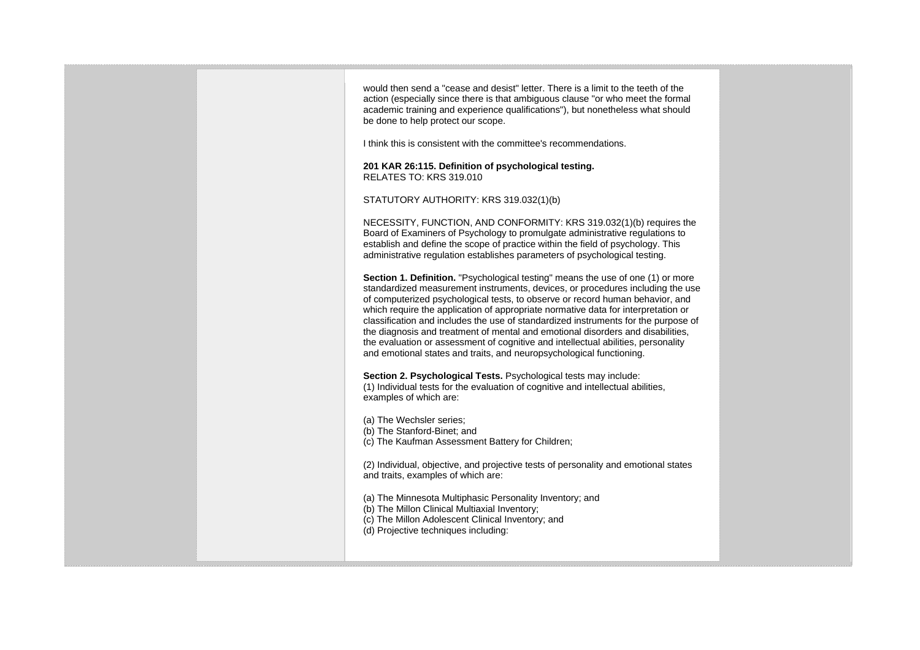would then send a "cease and desist" letter. There is a limit to the teeth of the action (especially since there is that ambiguous clause "or who meet the formal academic training and experience qualifications"), but nonetheless what should be done to help protect our scope.

I think this is consistent with the committee's recommendations.

**201 KAR 26:115. Definition of psychological testing.**
RELATES TO: KRS 319.010

STATUTORY AUTHORITY: KRS 319.032(1)(b)

NECESSITY, FUNCTION, AND CONFORMITY: KRS 319.032(1)(b) requires the Board of Examiners of Psychology to promulgate administrative regulations to establish and define the scope of practice within the field of psychology. This administrative regulation establishes parameters of psychological testing.

**Section 1. Definition.** "Psychological testing" means the use of one (1) or more standardized measurement instruments, devices, or procedures including the use of computerized psychological tests, to observe or record human behavior, and which require the application of appropriate normative data for interpretation or classification and includes the use of standardized instruments for the purpose of the diagnosis and treatment of mental and emotional disorders and disabilities, the evaluation or assessment of cognitive and intellectual abilities, personality and emotional states and traits, and neuropsychological functioning.

**Section 2. Psychological Tests.** Psychological tests may include:
(1) Individual tests for the evaluation of cognitive and intellectual abilities, examples of which are:

(a) The Wechsler series;
(b) The Stanford-Binet; and
(c) The Kaufman Assessment Battery for Children;

(2) Individual, objective, and projective tests of personality and emotional states and traits, examples of which are:

(a) The Minnesota Multiphasic Personality Inventory; and
(b) The Millon Clinical Multiaxial Inventory;
(c) The Millon Adolescent Clinical Inventory; and
(d) Projective techniques including: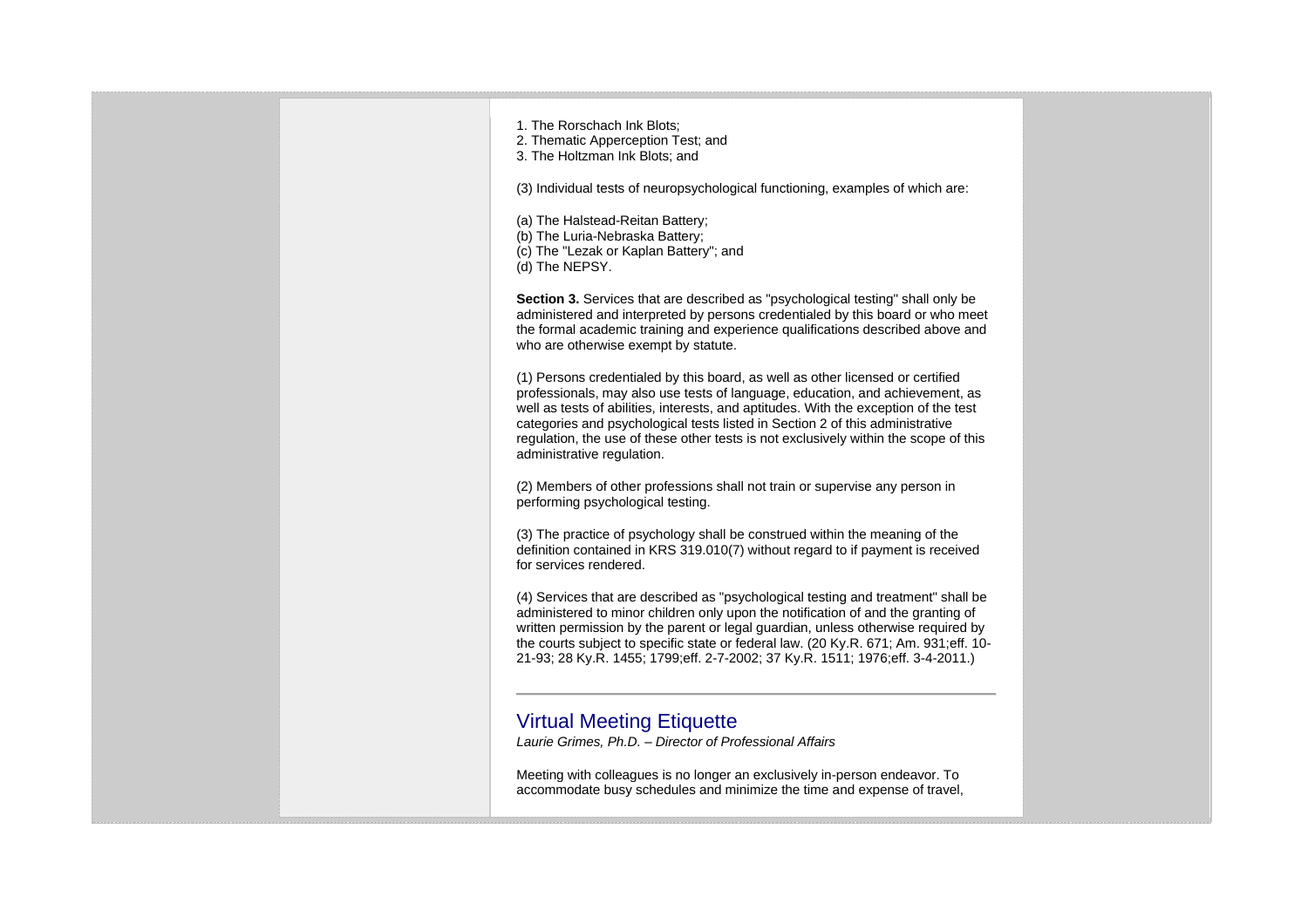1. The Rorschach Ink Blots;
2. Thematic Apperception Test; and
3. The Holtzman Ink Blots; and

(3) Individual tests of neuropsychological functioning, examples of which are:

(a) The Halstead-Reitan Battery;
(b) The Luria-Nebraska Battery;
(c) The "Lezak or Kaplan Battery"; and
(d) The NEPSY.

**Section 3.** Services that are described as "psychological testing" shall only be administered and interpreted by persons credentialed by this board or who meet the formal academic training and experience qualifications described above and who are otherwise exempt by statute.

(1) Persons credentialed by this board, as well as other licensed or certified professionals, may also use tests of language, education, and achievement, as well as tests of abilities, interests, and aptitudes. With the exception of the test categories and psychological tests listed in Section 2 of this administrative regulation, the use of these other tests is not exclusively within the scope of this administrative regulation.

(2) Members of other professions shall not train or supervise any person in performing psychological testing.

(3) The practice of psychology shall be construed within the meaning of the definition contained in KRS 319.010(7) without regard to if payment is received for services rendered.

(4) Services that are described as "psychological testing and treatment" shall be administered to minor children only upon the notification of and the granting of written permission by the parent or legal guardian, unless otherwise required by the courts subject to specific state or federal law. (20 Ky.R. 671; Am. 931;eff. 10-21-93; 28 Ky.R. 1455; 1799;eff. 2-7-2002; 37 Ky.R. 1511; 1976;eff. 3-4-2011.)

---

## Virtual Meeting Etiquette

*Laurie Grimes, Ph.D. – Director of Professional Affairs*

Meeting with colleagues is no longer an exclusively in-person endeavor. To accommodate busy schedules and minimize the time and expense of travel,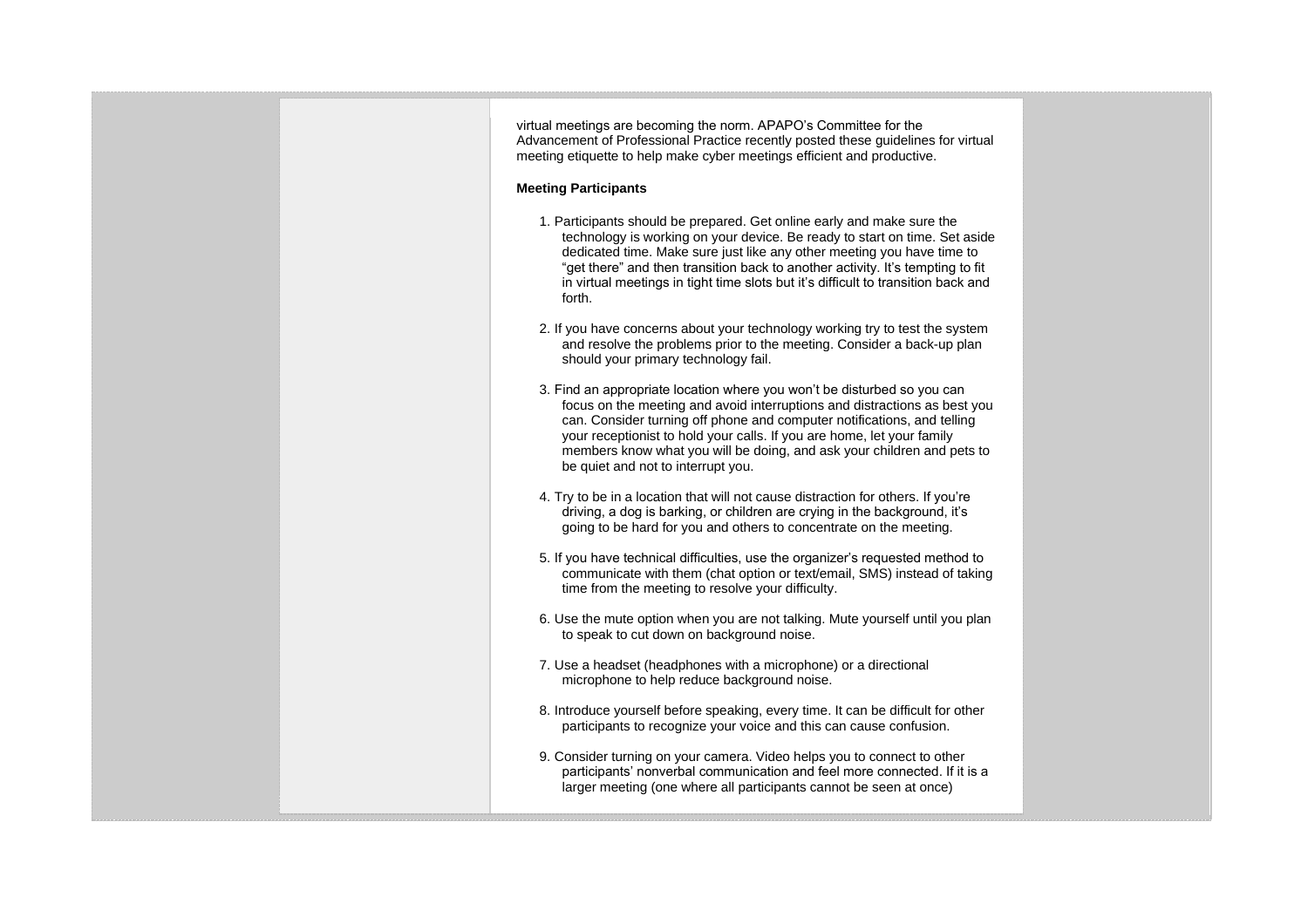virtual meetings are becoming the norm. APAPO's Committee for the Advancement of Professional Practice recently posted these guidelines for virtual meeting etiquette to help make cyber meetings efficient and productive.

**Meeting Participants**

1. Participants should be prepared. Get online early and make sure the technology is working on your device. Be ready to start on time. Set aside dedicated time. Make sure just like any other meeting you have time to "get there" and then transition back to another activity. It's tempting to fit in virtual meetings in tight time slots but it's difficult to transition back and forth.

2. If you have concerns about your technology working try to test the system and resolve the problems prior to the meeting. Consider a back-up plan should your primary technology fail.

3. Find an appropriate location where you won't be disturbed so you can focus on the meeting and avoid interruptions and distractions as best you can. Consider turning off phone and computer notifications, and telling your receptionist to hold your calls. If you are home, let your family members know what you will be doing, and ask your children and pets to be quiet and not to interrupt you.

4. Try to be in a location that will not cause distraction for others. If you're driving, a dog is barking, or children are crying in the background, it's going to be hard for you and others to concentrate on the meeting.

5. If you have technical difficulties, use the organizer's requested method to communicate with them (chat option or text/email, SMS) instead of taking time from the meeting to resolve your difficulty.

6. Use the mute option when you are not talking. Mute yourself until you plan to speak to cut down on background noise.

7. Use a headset (headphones with a microphone) or a directional microphone to help reduce background noise.

8. Introduce yourself before speaking, every time. It can be difficult for other participants to recognize your voice and this can cause confusion.

9. Consider turning on your camera. Video helps you to connect to other participants' nonverbal communication and feel more connected. If it is a larger meeting (one where all participants cannot be seen at once)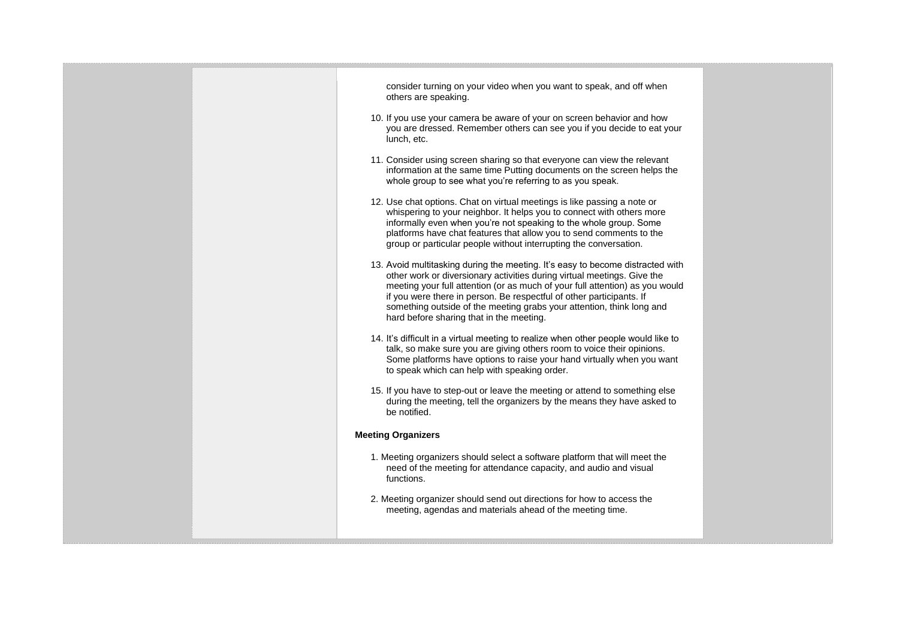consider turning on your video when you want to speak, and off when others are speaking.

10. If you use your camera be aware of your on screen behavior and how you are dressed. Remember others can see you if you decide to eat your lunch, etc.

11. Consider using screen sharing so that everyone can view the relevant information at the same time Putting documents on the screen helps the whole group to see what you're referring to as you speak.

12. Use chat options. Chat on virtual meetings is like passing a note or whispering to your neighbor. It helps you to connect with others more informally even when you're not speaking to the whole group. Some platforms have chat features that allow you to send comments to the group or particular people without interrupting the conversation.

13. Avoid multitasking during the meeting. It's easy to become distracted with other work or diversionary activities during virtual meetings. Give the meeting your full attention (or as much of your full attention) as you would if you were there in person. Be respectful of other participants. If something outside of the meeting grabs your attention, think long and hard before sharing that in the meeting.

14. It's difficult in a virtual meeting to realize when other people would like to talk, so make sure you are giving others room to voice their opinions. Some platforms have options to raise your hand virtually when you want to speak which can help with speaking order.

15. If you have to step-out or leave the meeting or attend to something else during the meeting, tell the organizers by the means they have asked to be notified.

**Meeting Organizers**

1. Meeting organizers should select a software platform that will meet the need of the meeting for attendance capacity, and audio and visual functions.

2. Meeting organizer should send out directions for how to access the meeting, agendas and materials ahead of the meeting time.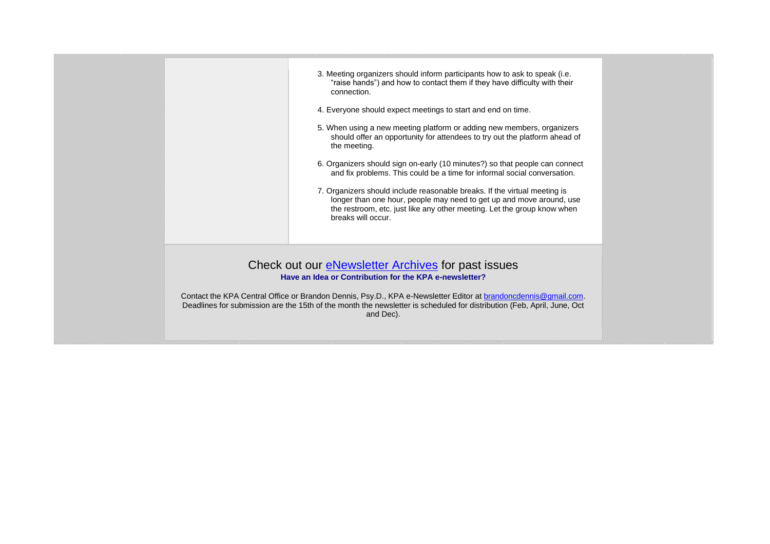3. Meeting organizers should inform participants how to ask to speak (i.e. “raise hands”) and how to contact them if they have difficulty with their connection.

4. Everyone should expect meetings to start and end on time.

5. When using a new meeting platform or adding new members, organizers should offer an opportunity for attendees to try out the platform ahead of the meeting.

6. Organizers should sign on-early (10 minutes?) so that people can connect and fix problems. This could be a time for informal social conversation.

7. Organizers should include reasonable breaks. If the virtual meeting is longer than one hour, people may need to get up and move around, use the restroom, etc. just like any other meeting. Let the group know when breaks will occur.

Check out our eNewsletter Archives for past issues

**Have an Idea or Contribution for the KPA e-newsletter?**

Contact the KPA Central Office or Brandon Dennis, Psy.D., KPA e-Newsletter Editor at brandoncdennis@gmail.com. Deadlines for submission are the 15th of the month the newsletter is scheduled for distribution (Feb, April, June, Oct and Dec).